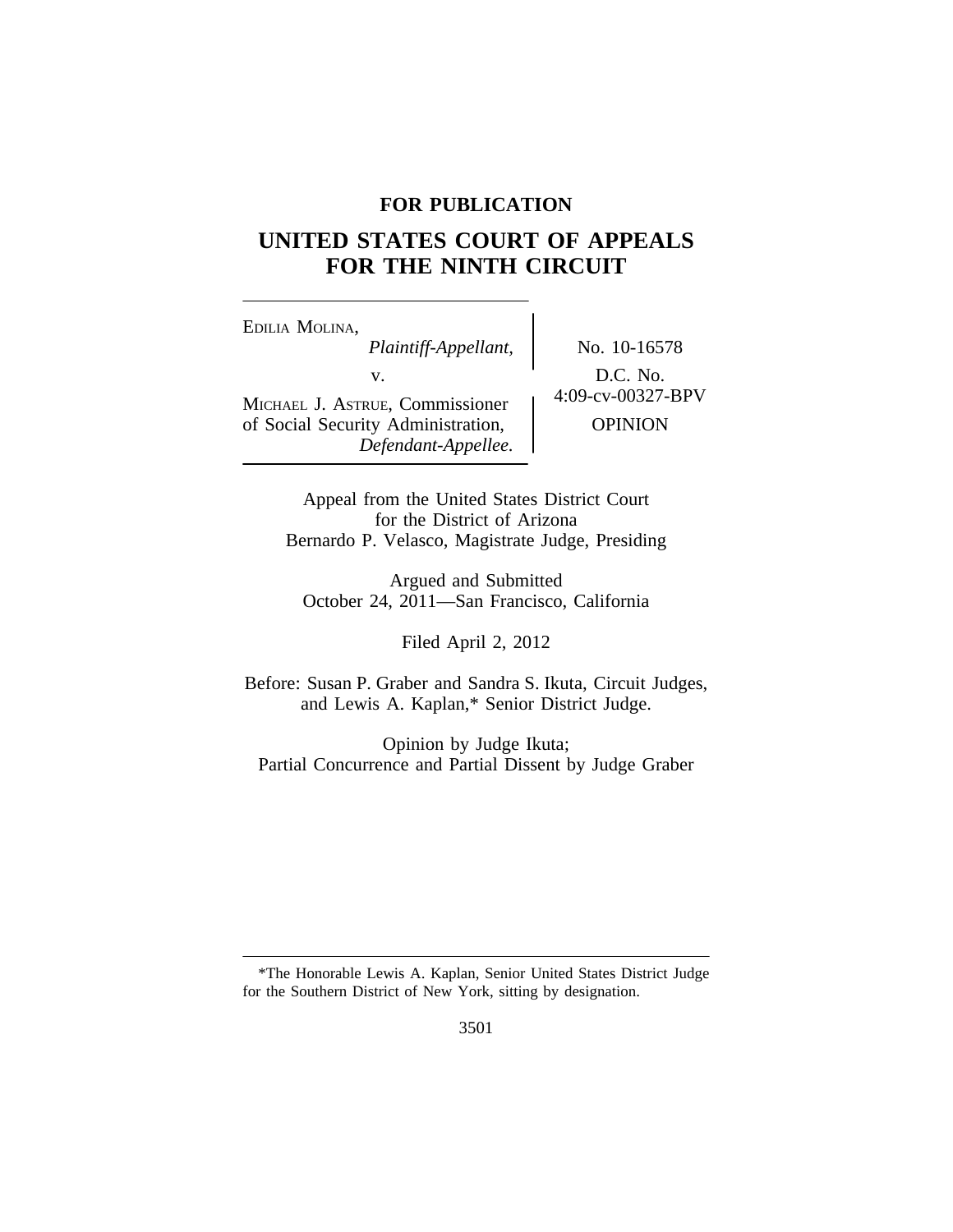**FOR PUBLICATION**

# UNITED STATES COURT OF APPEALS FOR THE NINTH CIRCUIT

EDILIA MOLINA,
*Plaintiff-Appellant,*

v.

MICHAEL J. ASTRUE, Commissioner of Social Security Administration,
*Defendant-Appellee.*

No. 10-16578

D.C. No. 4:09-cv-00327-BPV

OPINION

Appeal from the United States District Court for the District of Arizona
Bernardo P. Velasco, Magistrate Judge, Presiding

Argued and Submitted
October 24, 2011—San Francisco, California

Filed April 2, 2012

Before: Susan P. Graber and Sandra S. Ikuta, Circuit Judges, and Lewis A. Kaplan,* Senior District Judge.

Opinion by Judge Ikuta;
Partial Concurrence and Partial Dissent by Judge Graber

---

*The Honorable Lewis A. Kaplan, Senior United States District Judge for the Southern District of New York, sitting by designation.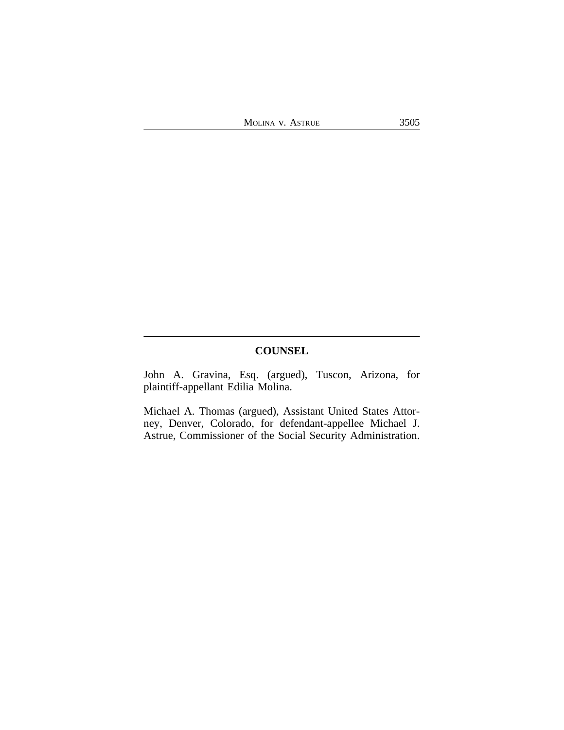## COUNSEL

John A. Gravina, Esq. (argued), Tuscon, Arizona, for plaintiff-appellant Edilia Molina.

Michael A. Thomas (argued), Assistant United States Attorney, Denver, Colorado, for defendant-appellee Michael J. Astrue, Commissioner of the Social Security Administration.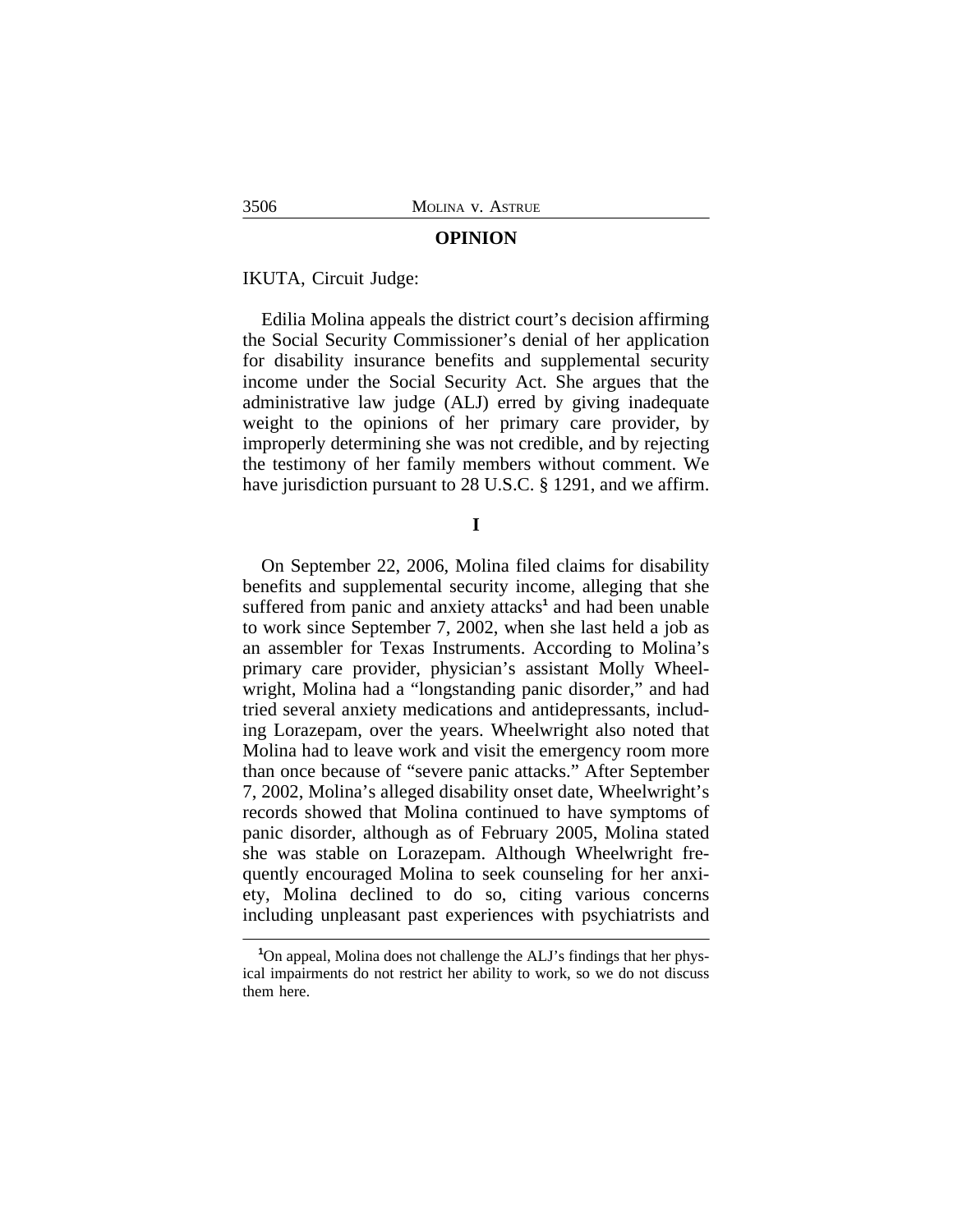## OPINION

IKUTA, Circuit Judge:

Edilia Molina appeals the district court's decision affirming the Social Security Commissioner's denial of her application for disability insurance benefits and supplemental security income under the Social Security Act. She argues that the administrative law judge (ALJ) erred by giving inadequate weight to the opinions of her primary care provider, by improperly determining she was not credible, and by rejecting the testimony of her family members without comment. We have jurisdiction pursuant to 28 U.S.C. § 1291, and we affirm.

### I

On September 22, 2006, Molina filed claims for disability benefits and supplemental security income, alleging that she suffered from panic and anxiety attacks[1] and had been unable to work since September 7, 2002, when she last held a job as an assembler for Texas Instruments. According to Molina's primary care provider, physician's assistant Molly Wheelwright, Molina had a "longstanding panic disorder," and had tried several anxiety medications and antidepressants, including Lorazepam, over the years. Wheelwright also noted that Molina had to leave work and visit the emergency room more than once because of "severe panic attacks." After September 7, 2002, Molina's alleged disability onset date, Wheelwright's records showed that Molina continued to have symptoms of panic disorder, although as of February 2005, Molina stated she was stable on Lorazepam. Although Wheelwright frequently encouraged Molina to seek counseling for her anxiety, Molina declined to do so, citing various concerns including unpleasant past experiences with psychiatrists and

[1]On appeal, Molina does not challenge the ALJ's findings that her physical impairments do not restrict her ability to work, so we do not discuss them here.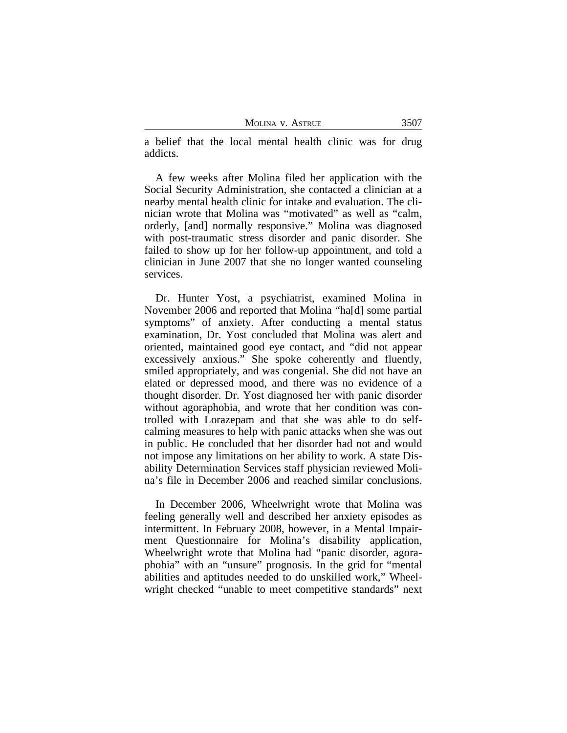a belief that the local mental health clinic was for drug addicts.

A few weeks after Molina filed her application with the Social Security Administration, she contacted a clinician at a nearby mental health clinic for intake and evaluation. The clinician wrote that Molina was "motivated" as well as "calm, orderly, [and] normally responsive." Molina was diagnosed with post-traumatic stress disorder and panic disorder. She failed to show up for her follow-up appointment, and told a clinician in June 2007 that she no longer wanted counseling services.

Dr. Hunter Yost, a psychiatrist, examined Molina in November 2006 and reported that Molina "ha[d] some partial symptoms" of anxiety. After conducting a mental status examination, Dr. Yost concluded that Molina was alert and oriented, maintained good eye contact, and "did not appear excessively anxious." She spoke coherently and fluently, smiled appropriately, and was congenial. She did not have an elated or depressed mood, and there was no evidence of a thought disorder. Dr. Yost diagnosed her with panic disorder without agoraphobia, and wrote that her condition was controlled with Lorazepam and that she was able to do self-calming measures to help with panic attacks when she was out in public. He concluded that her disorder had not and would not impose any limitations on her ability to work. A state Disability Determination Services staff physician reviewed Molina's file in December 2006 and reached similar conclusions.

In December 2006, Wheelwright wrote that Molina was feeling generally well and described her anxiety episodes as intermittent. In February 2008, however, in a Mental Impairment Questionnaire for Molina's disability application, Wheelwright wrote that Molina had "panic disorder, agoraphobia" with an "unsure" prognosis. In the grid for "mental abilities and aptitudes needed to do unskilled work," Wheelwright checked "unable to meet competitive standards" next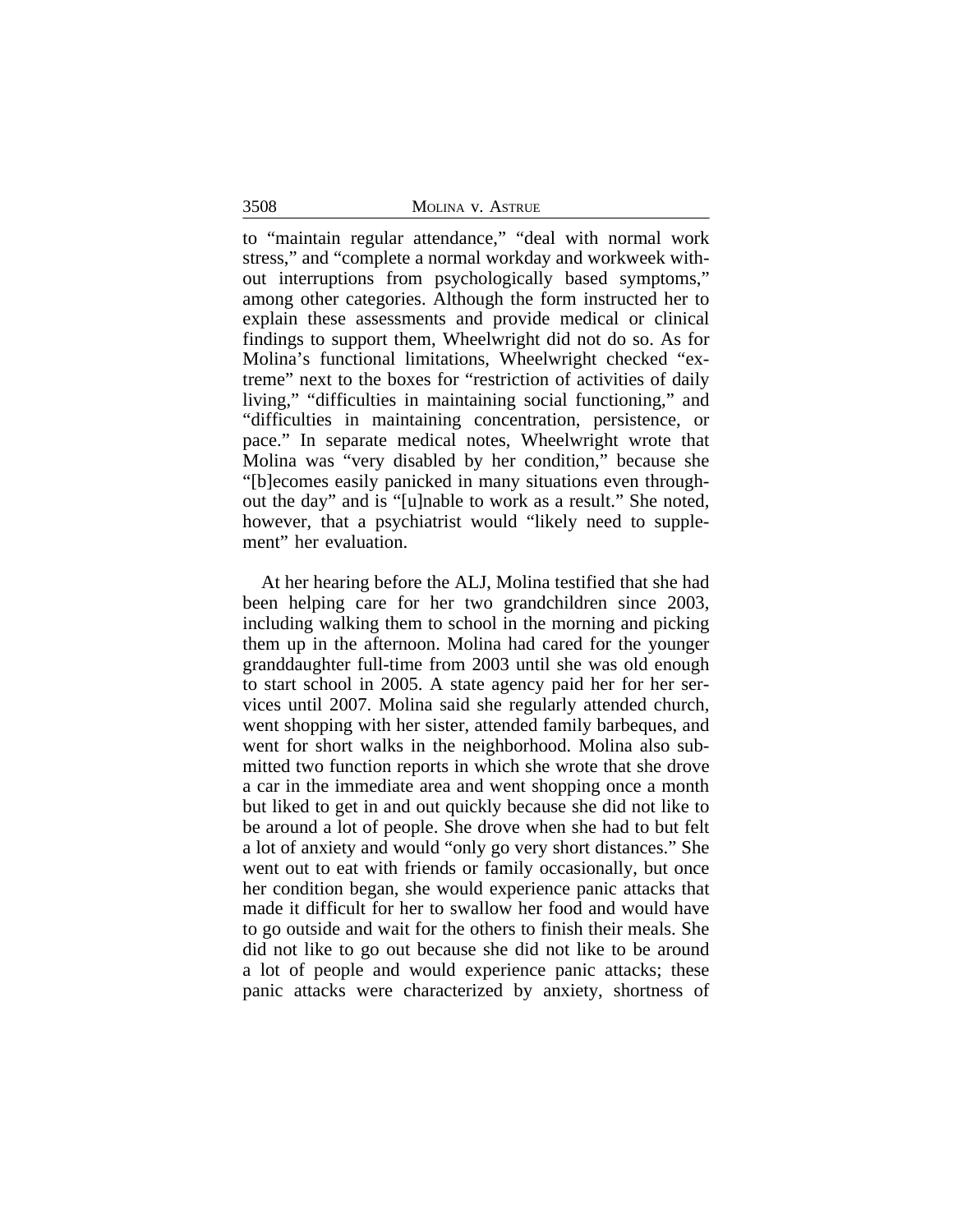to "maintain regular attendance," "deal with normal work stress," and "complete a normal workday and workweek without interruptions from psychologically based symptoms," among other categories. Although the form instructed her to explain these assessments and provide medical or clinical findings to support them, Wheelwright did not do so. As for Molina's functional limitations, Wheelwright checked "extreme" next to the boxes for "restriction of activities of daily living," "difficulties in maintaining social functioning," and "difficulties in maintaining concentration, persistence, or pace." In separate medical notes, Wheelwright wrote that Molina was "very disabled by her condition," because she "[b]ecomes easily panicked in many situations even throughout the day" and is "[u]nable to work as a result." She noted, however, that a psychiatrist would "likely need to supplement" her evaluation.

At her hearing before the ALJ, Molina testified that she had been helping care for her two grandchildren since 2003, including walking them to school in the morning and picking them up in the afternoon. Molina had cared for the younger granddaughter full-time from 2003 until she was old enough to start school in 2005. A state agency paid her for her services until 2007. Molina said she regularly attended church, went shopping with her sister, attended family barbeques, and went for short walks in the neighborhood. Molina also submitted two function reports in which she wrote that she drove a car in the immediate area and went shopping once a month but liked to get in and out quickly because she did not like to be around a lot of people. She drove when she had to but felt a lot of anxiety and would "only go very short distances." She went out to eat with friends or family occasionally, but once her condition began, she would experience panic attacks that made it difficult for her to swallow her food and would have to go outside and wait for the others to finish their meals. She did not like to go out because she did not like to be around a lot of people and would experience panic attacks; these panic attacks were characterized by anxiety, shortness of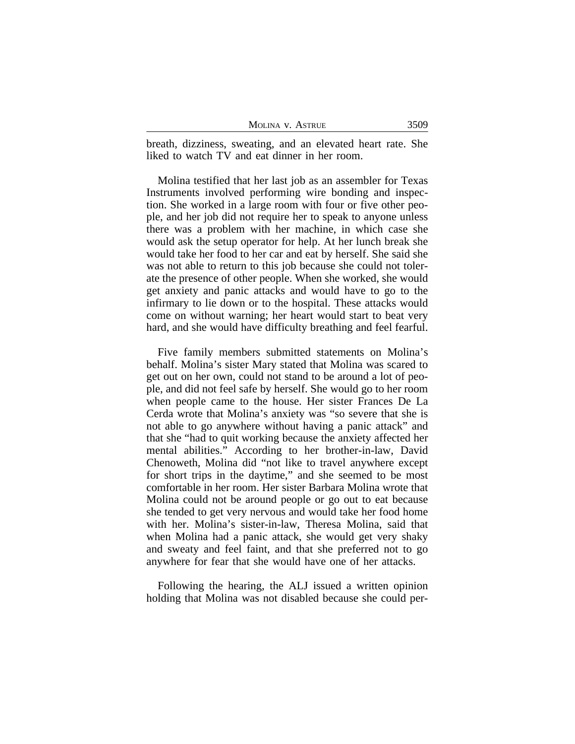breath, dizziness, sweating, and an elevated heart rate. She liked to watch TV and eat dinner in her room.

Molina testified that her last job as an assembler for Texas Instruments involved performing wire bonding and inspection. She worked in a large room with four or five other people, and her job did not require her to speak to anyone unless there was a problem with her machine, in which case she would ask the setup operator for help. At her lunch break she would take her food to her car and eat by herself. She said she was not able to return to this job because she could not tolerate the presence of other people. When she worked, she would get anxiety and panic attacks and would have to go to the infirmary to lie down or to the hospital. These attacks would come on without warning; her heart would start to beat very hard, and she would have difficulty breathing and feel fearful.

Five family members submitted statements on Molina's behalf. Molina's sister Mary stated that Molina was scared to get out on her own, could not stand to be around a lot of people, and did not feel safe by herself. She would go to her room when people came to the house. Her sister Frances De La Cerda wrote that Molina's anxiety was "so severe that she is not able to go anywhere without having a panic attack" and that she "had to quit working because the anxiety affected her mental abilities." According to her brother-in-law, David Chenoweth, Molina did "not like to travel anywhere except for short trips in the daytime," and she seemed to be most comfortable in her room. Her sister Barbara Molina wrote that Molina could not be around people or go out to eat because she tended to get very nervous and would take her food home with her. Molina's sister-in-law, Theresa Molina, said that when Molina had a panic attack, she would get very shaky and sweaty and feel faint, and that she preferred not to go anywhere for fear that she would have one of her attacks.

Following the hearing, the ALJ issued a written opinion holding that Molina was not disabled because she could per-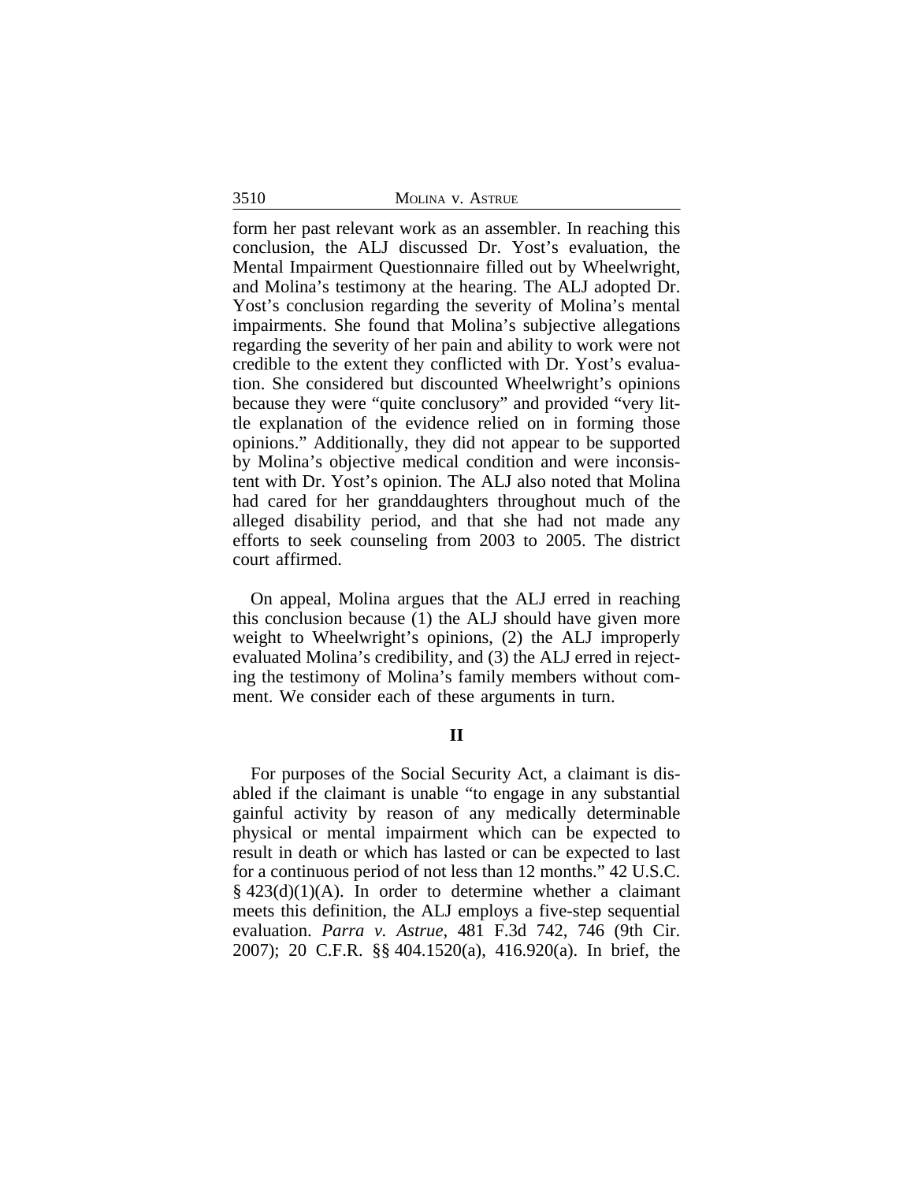form her past relevant work as an assembler. In reaching this conclusion, the ALJ discussed Dr. Yost's evaluation, the Mental Impairment Questionnaire filled out by Wheelwright, and Molina's testimony at the hearing. The ALJ adopted Dr. Yost's conclusion regarding the severity of Molina's mental impairments. She found that Molina's subjective allegations regarding the severity of her pain and ability to work were not credible to the extent they conflicted with Dr. Yost's evaluation. She considered but discounted Wheelwright's opinions because they were "quite conclusory" and provided "very little explanation of the evidence relied on in forming those opinions." Additionally, they did not appear to be supported by Molina's objective medical condition and were inconsistent with Dr. Yost's opinion. The ALJ also noted that Molina had cared for her granddaughters throughout much of the alleged disability period, and that she had not made any efforts to seek counseling from 2003 to 2005. The district court affirmed.

On appeal, Molina argues that the ALJ erred in reaching this conclusion because (1) the ALJ should have given more weight to Wheelwright's opinions, (2) the ALJ improperly evaluated Molina's credibility, and (3) the ALJ erred in rejecting the testimony of Molina's family members without comment. We consider each of these arguments in turn.

## II

For purposes of the Social Security Act, a claimant is disabled if the claimant is unable "to engage in any substantial gainful activity by reason of any medically determinable physical or mental impairment which can be expected to result in death or which has lasted or can be expected to last for a continuous period of not less than 12 months." 42 U.S.C. § 423(d)(1)(A). In order to determine whether a claimant meets this definition, the ALJ employs a five-step sequential evaluation. *Parra v. Astrue*, 481 F.3d 742, 746 (9th Cir. 2007); 20 C.F.R. §§ 404.1520(a), 416.920(a). In brief, the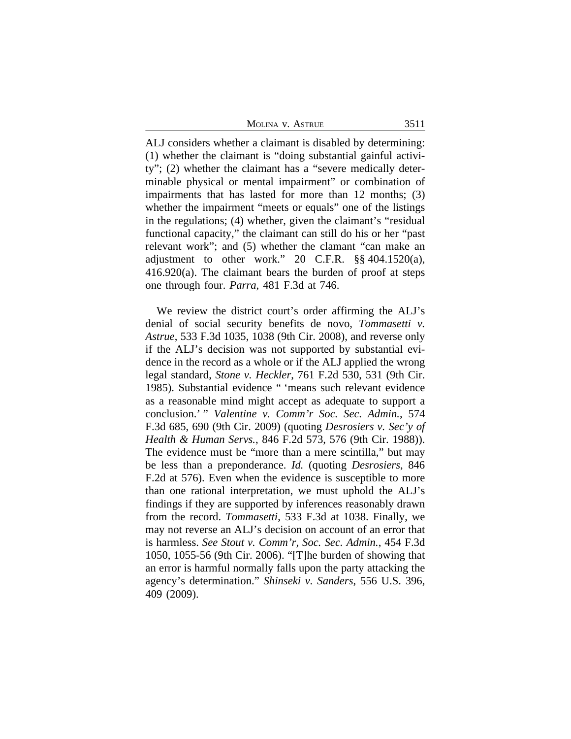ALJ considers whether a claimant is disabled by determining: (1) whether the claimant is "doing substantial gainful activity"; (2) whether the claimant has a "severe medically determinable physical or mental impairment" or combination of impairments that has lasted for more than 12 months; (3) whether the impairment "meets or equals" one of the listings in the regulations; (4) whether, given the claimant's "residual functional capacity," the claimant can still do his or her "past relevant work"; and (5) whether the clamant "can make an adjustment to other work." 20 C.F.R. §§ 404.1520(a), 416.920(a). The claimant bears the burden of proof at steps one through four. *Parra*, 481 F.3d at 746.

We review the district court's order affirming the ALJ's denial of social security benefits de novo, *Tommasetti v. Astrue*, 533 F.3d 1035, 1038 (9th Cir. 2008), and reverse only if the ALJ's decision was not supported by substantial evidence in the record as a whole or if the ALJ applied the wrong legal standard, *Stone v. Heckler*, 761 F.2d 530, 531 (9th Cir. 1985). Substantial evidence " 'means such relevant evidence as a reasonable mind might accept as adequate to support a conclusion.' " *Valentine v. Comm'r Soc. Sec. Admin.*, 574 F.3d 685, 690 (9th Cir. 2009) (quoting *Desrosiers v. Sec'y of Health & Human Servs.*, 846 F.2d 573, 576 (9th Cir. 1988)). The evidence must be "more than a mere scintilla," but may be less than a preponderance. *Id.* (quoting *Desrosiers*, 846 F.2d at 576). Even when the evidence is susceptible to more than one rational interpretation, we must uphold the ALJ's findings if they are supported by inferences reasonably drawn from the record. *Tommasetti*, 533 F.3d at 1038. Finally, we may not reverse an ALJ's decision on account of an error that is harmless. *See Stout v. Comm'r, Soc. Sec. Admin.*, 454 F.3d 1050, 1055-56 (9th Cir. 2006). "[T]he burden of showing that an error is harmful normally falls upon the party attacking the agency's determination." *Shinseki v. Sanders*, 556 U.S. 396, 409 (2009).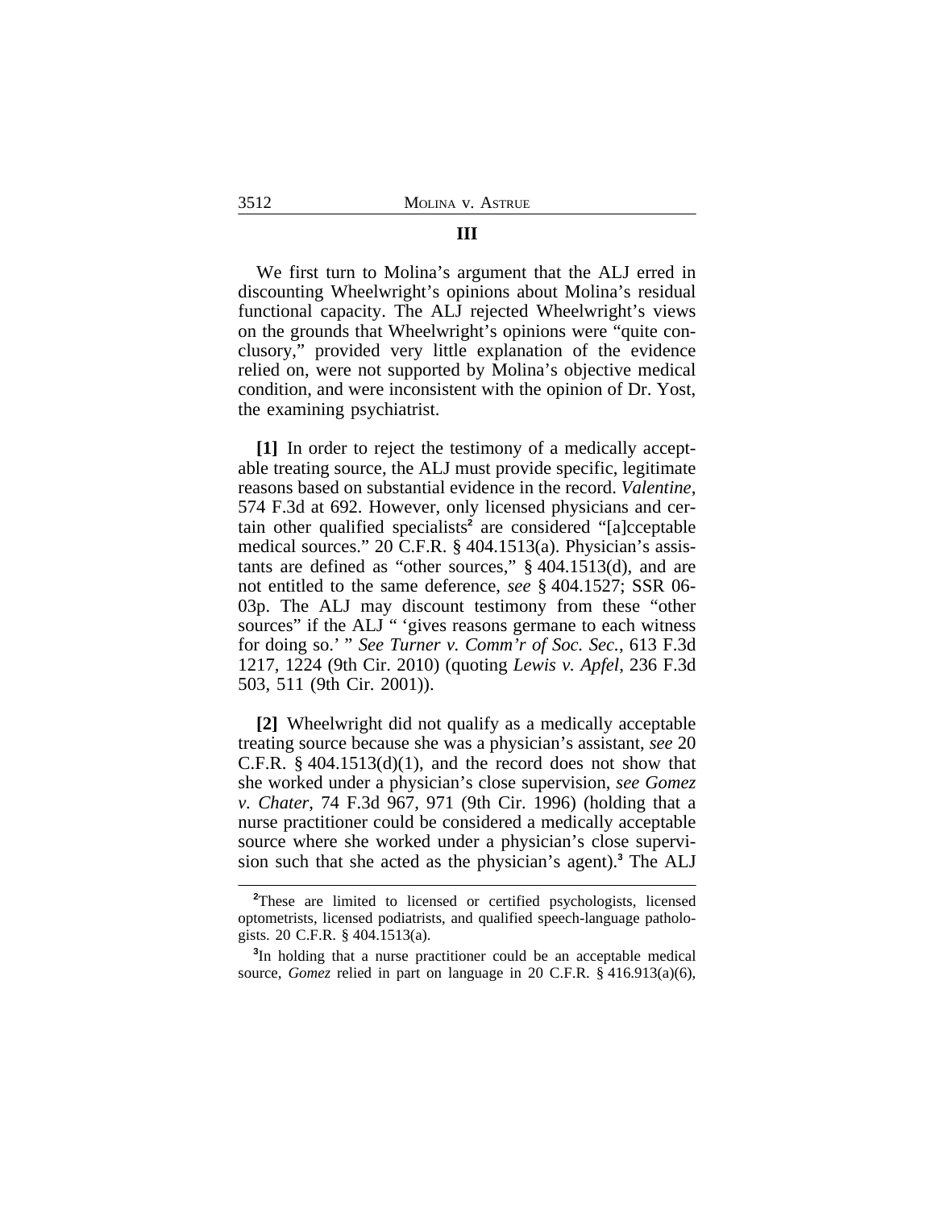### III

We first turn to Molina's argument that the ALJ erred in discounting Wheelwright's opinions about Molina's residual functional capacity. The ALJ rejected Wheelwright's views on the grounds that Wheelwright's opinions were "quite conclusory," provided very little explanation of the evidence relied on, were not supported by Molina's objective medical condition, and were inconsistent with the opinion of Dr. Yost, the examining psychiatrist.

**[1]** In order to reject the testimony of a medically acceptable treating source, the ALJ must provide specific, legitimate reasons based on substantial evidence in the record. *Valentine*, 574 F.3d at 692. However, only licensed physicians and certain other qualified specialists[2] are considered "[a]cceptable medical sources." 20 C.F.R. § 404.1513(a). Physician's assistants are defined as "other sources," § 404.1513(d), and are not entitled to the same deference, *see* § 404.1527; SSR 06-03p. The ALJ may discount testimony from these "other sources" if the ALJ " 'gives reasons germane to each witness for doing so.' " *See Turner v. Comm'r of Soc. Sec.*, 613 F.3d 1217, 1224 (9th Cir. 2010) (quoting *Lewis v. Apfel*, 236 F.3d 503, 511 (9th Cir. 2001)).

**[2]** Wheelwright did not qualify as a medically acceptable treating source because she was a physician's assistant, *see* 20 C.F.R. § 404.1513(d)(1), and the record does not show that she worked under a physician's close supervision, *see Gomez v. Chater*, 74 F.3d 967, 971 (9th Cir. 1996) (holding that a nurse practitioner could be considered a medically acceptable source where she worked under a physician's close supervision such that she acted as the physician's agent).[3] The ALJ

---

[2]These are limited to licensed or certified psychologists, licensed optometrists, licensed podiatrists, and qualified speech-language pathologists. 20 C.F.R. § 404.1513(a).

[3]In holding that a nurse practitioner could be an acceptable medical source, *Gomez* relied in part on language in 20 C.F.R. § 416.913(a)(6),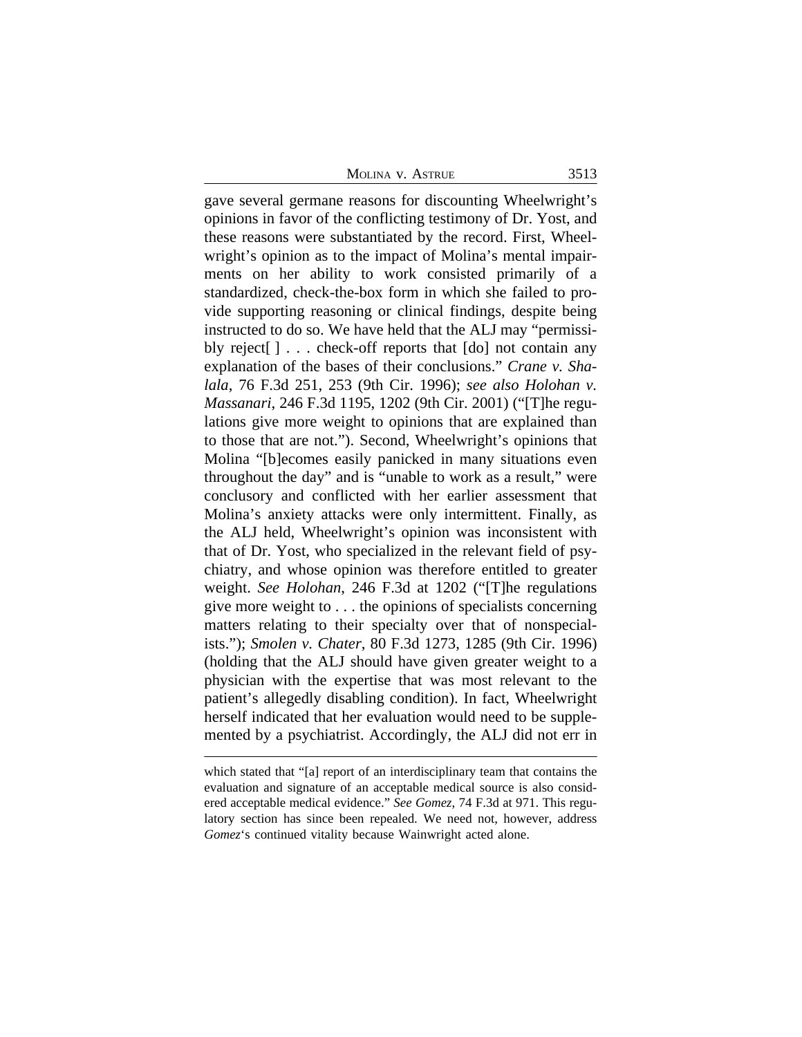gave several germane reasons for discounting Wheelwright's opinions in favor of the conflicting testimony of Dr. Yost, and these reasons were substantiated by the record. First, Wheelwright's opinion as to the impact of Molina's mental impairments on her ability to work consisted primarily of a standardized, check-the-box form in which she failed to provide supporting reasoning or clinical findings, despite being instructed to do so. We have held that the ALJ may "permissibly reject[ ] . . . check-off reports that [do] not contain any explanation of the bases of their conclusions." *Crane v. Shalala*, 76 F.3d 251, 253 (9th Cir. 1996); *see also Holohan v. Massanari*, 246 F.3d 1195, 1202 (9th Cir. 2001) ("[T]he regulations give more weight to opinions that are explained than to those that are not."). Second, Wheelwright's opinions that Molina "[b]ecomes easily panicked in many situations even throughout the day" and is "unable to work as a result," were conclusory and conflicted with her earlier assessment that Molina's anxiety attacks were only intermittent. Finally, as the ALJ held, Wheelwright's opinion was inconsistent with that of Dr. Yost, who specialized in the relevant field of psychiatry, and whose opinion was therefore entitled to greater weight. *See Holohan*, 246 F.3d at 1202 ("[T]he regulations give more weight to . . . the opinions of specialists concerning matters relating to their specialty over that of nonspecialists."); *Smolen v. Chater*, 80 F.3d 1273, 1285 (9th Cir. 1996) (holding that the ALJ should have given greater weight to a physician with the expertise that was most relevant to the patient's allegedly disabling condition). In fact, Wheelwright herself indicated that her evaluation would need to be supplemented by a psychiatrist. Accordingly, the ALJ did not err in

---

which stated that "[a] report of an interdisciplinary team that contains the evaluation and signature of an acceptable medical source is also considered acceptable medical evidence." *See Gomez*, 74 F.3d at 971. This regulatory section has since been repealed. We need not, however, address *Gomez*'s continued vitality because Wainwright acted alone.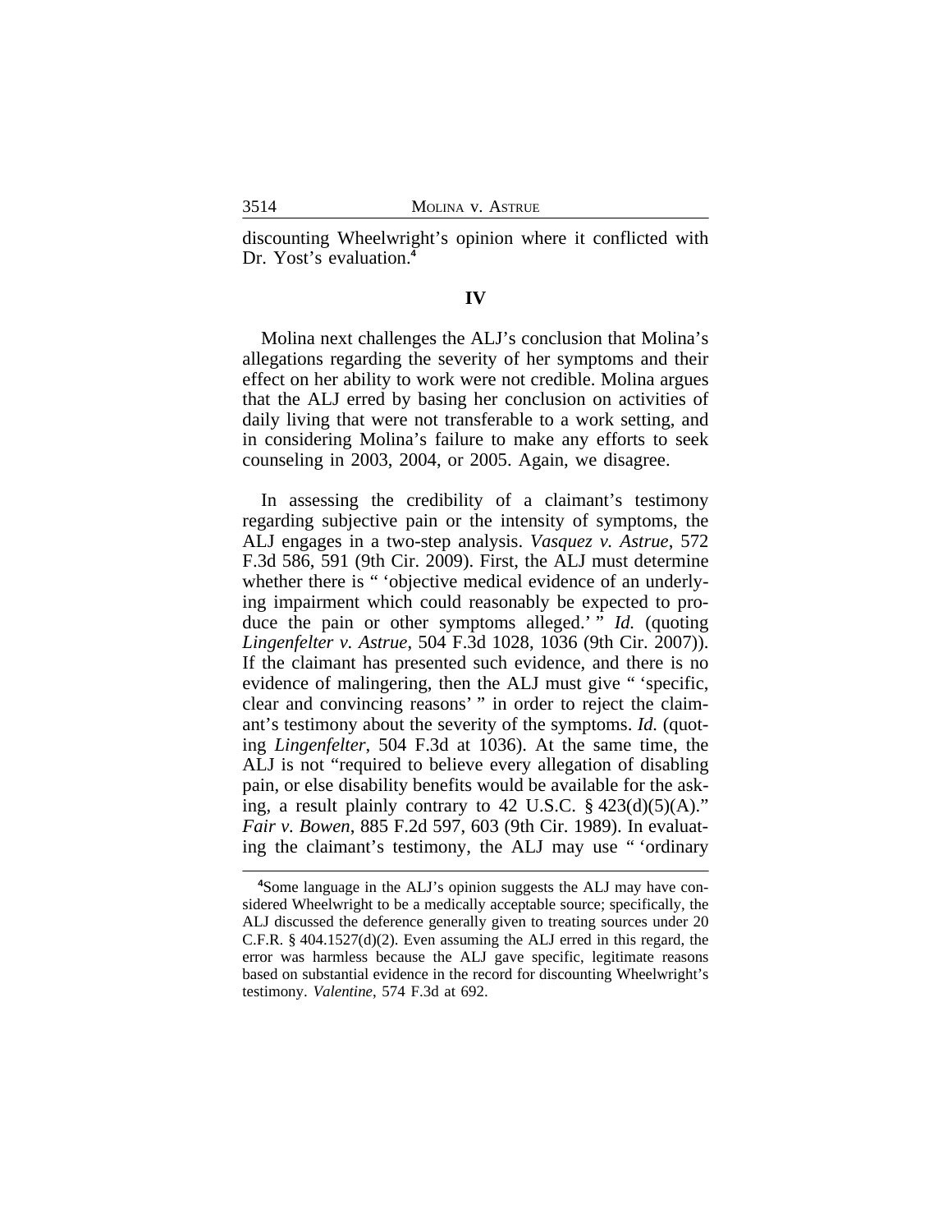discounting Wheelwright's opinion where it conflicted with Dr. Yost's evaluation.[4]

## IV

Molina next challenges the ALJ's conclusion that Molina's allegations regarding the severity of her symptoms and their effect on her ability to work were not credible. Molina argues that the ALJ erred by basing her conclusion on activities of daily living that were not transferable to a work setting, and in considering Molina's failure to make any efforts to seek counseling in 2003, 2004, or 2005. Again, we disagree.

In assessing the credibility of a claimant's testimony regarding subjective pain or the intensity of symptoms, the ALJ engages in a two-step analysis. *Vasquez v. Astrue*, 572 F.3d 586, 591 (9th Cir. 2009). First, the ALJ must determine whether there is " 'objective medical evidence of an underlying impairment which could reasonably be expected to produce the pain or other symptoms alleged.' " *Id.* (quoting *Lingenfelter v. Astrue*, 504 F.3d 1028, 1036 (9th Cir. 2007)). If the claimant has presented such evidence, and there is no evidence of malingering, then the ALJ must give " 'specific, clear and convincing reasons' " in order to reject the claimant's testimony about the severity of the symptoms. *Id.* (quoting *Lingenfelter*, 504 F.3d at 1036). At the same time, the ALJ is not "required to believe every allegation of disabling pain, or else disability benefits would be available for the asking, a result plainly contrary to 42 U.S.C. § 423(d)(5)(A)." *Fair v. Bowen*, 885 F.2d 597, 603 (9th Cir. 1989). In evaluating the claimant's testimony, the ALJ may use " 'ordinary

[4] Some language in the ALJ's opinion suggests the ALJ may have considered Wheelwright to be a medically acceptable source; specifically, the ALJ discussed the deference generally given to treating sources under 20 C.F.R. § 404.1527(d)(2). Even assuming the ALJ erred in this regard, the error was harmless because the ALJ gave specific, legitimate reasons based on substantial evidence in the record for discounting Wheelwright's testimony. *Valentine*, 574 F.3d at 692.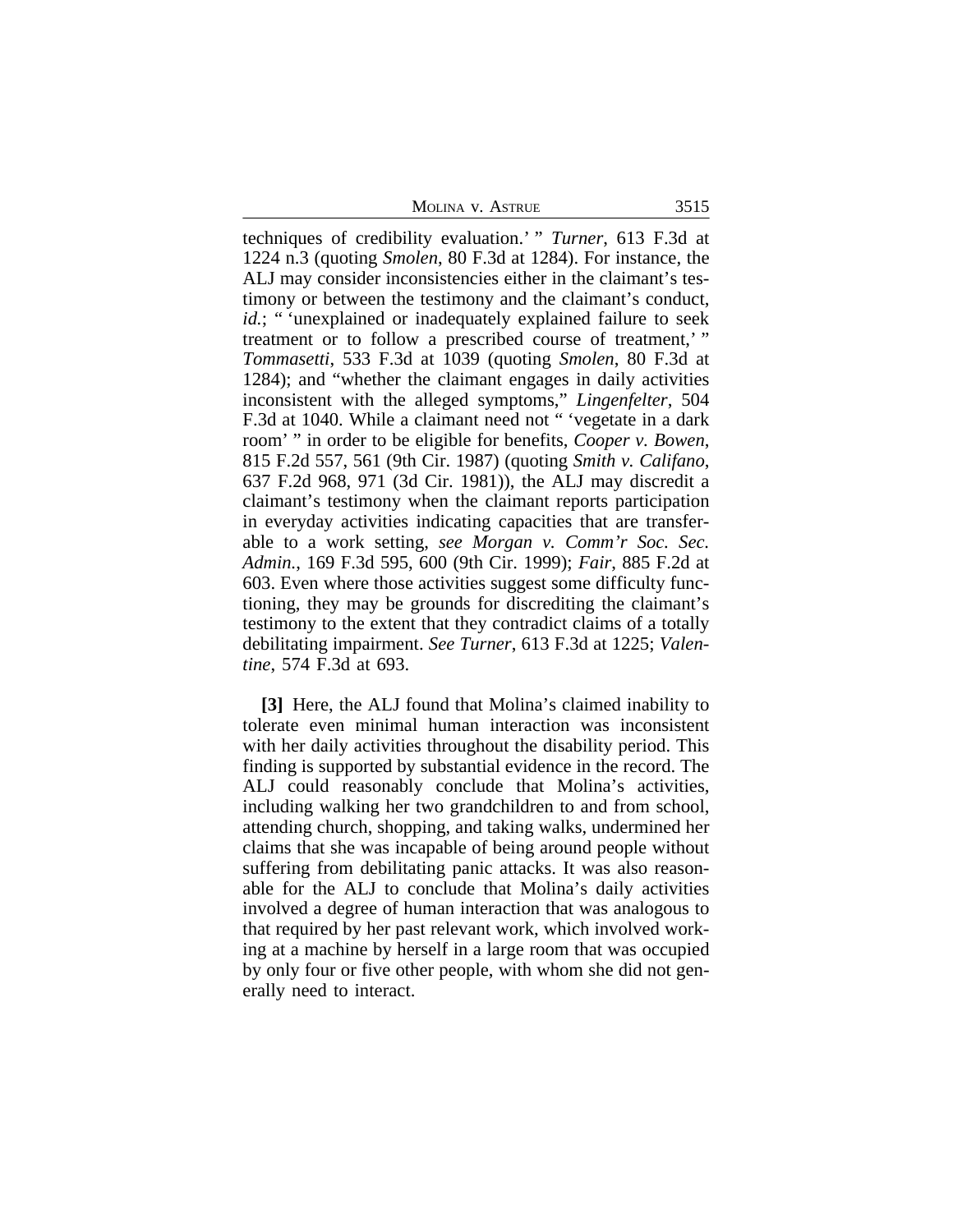techniques of credibility evaluation.' " *Turner*, 613 F.3d at 1224 n.3 (quoting *Smolen*, 80 F.3d at 1284). For instance, the ALJ may consider inconsistencies either in the claimant's testimony or between the testimony and the claimant's conduct, *id.*; " 'unexplained or inadequately explained failure to seek treatment or to follow a prescribed course of treatment,' " *Tommasetti*, 533 F.3d at 1039 (quoting *Smolen*, 80 F.3d at 1284); and "whether the claimant engages in daily activities inconsistent with the alleged symptoms," *Lingenfelter*, 504 F.3d at 1040. While a claimant need not " 'vegetate in a dark room' " in order to be eligible for benefits, *Cooper v. Bowen*, 815 F.2d 557, 561 (9th Cir. 1987) (quoting *Smith v. Califano*, 637 F.2d 968, 971 (3d Cir. 1981)), the ALJ may discredit a claimant's testimony when the claimant reports participation in everyday activities indicating capacities that are transferable to a work setting, *see Morgan v. Comm'r Soc. Sec. Admin.*, 169 F.3d 595, 600 (9th Cir. 1999); *Fair*, 885 F.2d at 603. Even where those activities suggest some difficulty functioning, they may be grounds for discrediting the claimant's testimony to the extent that they contradict claims of a totally debilitating impairment. *See Turner*, 613 F.3d at 1225; *Valentine*, 574 F.3d at 693.

**[3]** Here, the ALJ found that Molina's claimed inability to tolerate even minimal human interaction was inconsistent with her daily activities throughout the disability period. This finding is supported by substantial evidence in the record. The ALJ could reasonably conclude that Molina's activities, including walking her two grandchildren to and from school, attending church, shopping, and taking walks, undermined her claims that she was incapable of being around people without suffering from debilitating panic attacks. It was also reasonable for the ALJ to conclude that Molina's daily activities involved a degree of human interaction that was analogous to that required by her past relevant work, which involved working at a machine by herself in a large room that was occupied by only four or five other people, with whom she did not generally need to interact.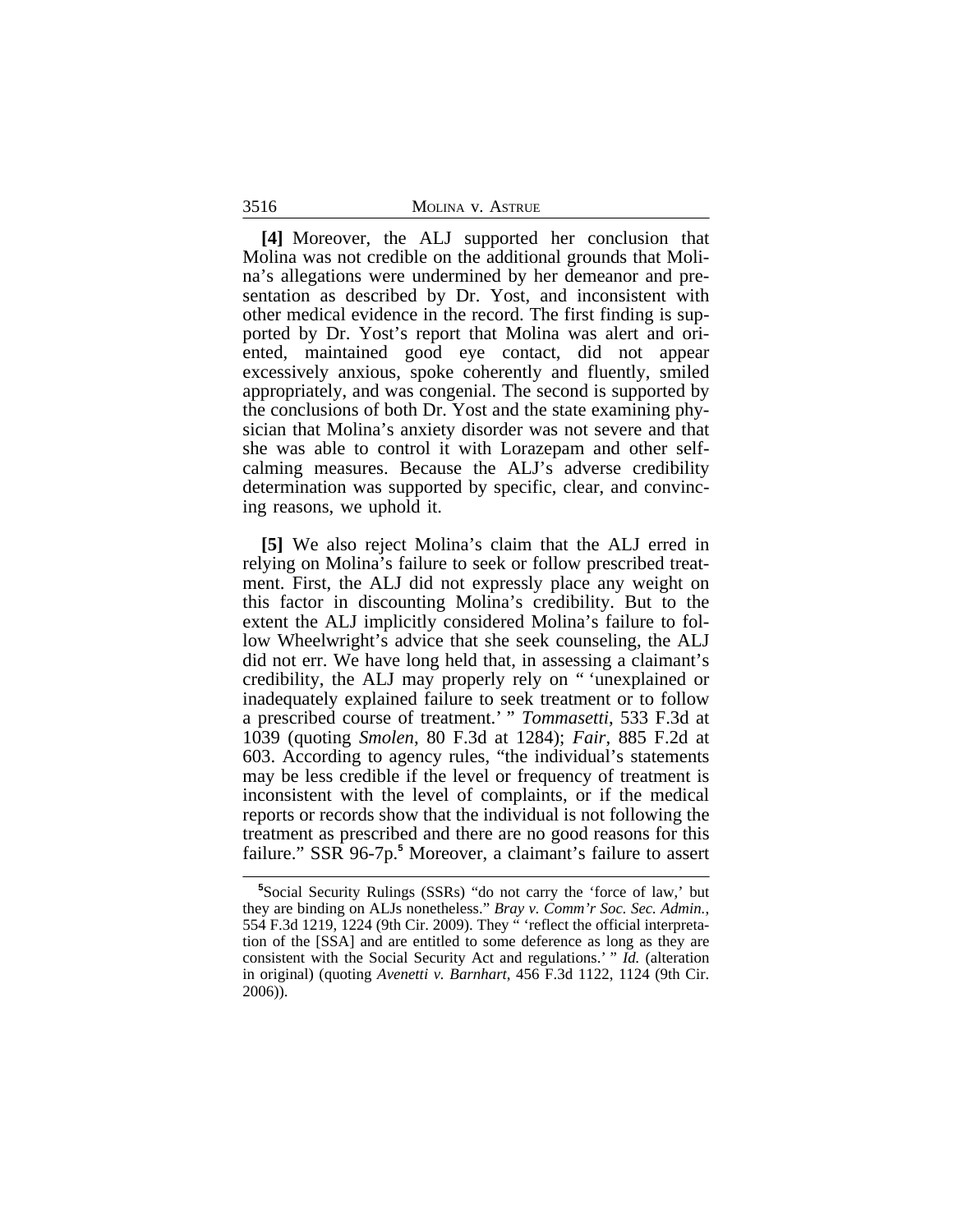**[4]** Moreover, the ALJ supported her conclusion that Molina was not credible on the additional grounds that Molina's allegations were undermined by her demeanor and presentation as described by Dr. Yost, and inconsistent with other medical evidence in the record. The first finding is supported by Dr. Yost's report that Molina was alert and oriented, maintained good eye contact, did not appear excessively anxious, spoke coherently and fluently, smiled appropriately, and was congenial. The second is supported by the conclusions of both Dr. Yost and the state examining physician that Molina's anxiety disorder was not severe and that she was able to control it with Lorazepam and other self-calming measures. Because the ALJ's adverse credibility determination was supported by specific, clear, and convincing reasons, we uphold it.

**[5]** We also reject Molina's claim that the ALJ erred in relying on Molina's failure to seek or follow prescribed treatment. First, the ALJ did not expressly place any weight on this factor in discounting Molina's credibility. But to the extent the ALJ implicitly considered Molina's failure to follow Wheelwright's advice that she seek counseling, the ALJ did not err. We have long held that, in assessing a claimant's credibility, the ALJ may properly rely on " 'unexplained or inadequately explained failure to seek treatment or to follow a prescribed course of treatment.' " *Tommasetti*, 533 F.3d at 1039 (quoting *Smolen*, 80 F.3d at 1284); *Fair*, 885 F.2d at 603. According to agency rules, "the individual's statements may be less credible if the level or frequency of treatment is inconsistent with the level of complaints, or if the medical reports or records show that the individual is not following the treatment as prescribed and there are no good reasons for this failure." SSR 96-7p.[5] Moreover, a claimant's failure to assert

[5]Social Security Rulings (SSRs) "do not carry the 'force of law,' but they are binding on ALJs nonetheless." *Bray v. Comm'r Soc. Sec. Admin.*, 554 F.3d 1219, 1224 (9th Cir. 2009). They " 'reflect the official interpretation of the [SSA] and are entitled to some deference as long as they are consistent with the Social Security Act and regulations.' " *Id.* (alteration in original) (quoting *Avenetti v. Barnhart*, 456 F.3d 1122, 1124 (9th Cir. 2006)).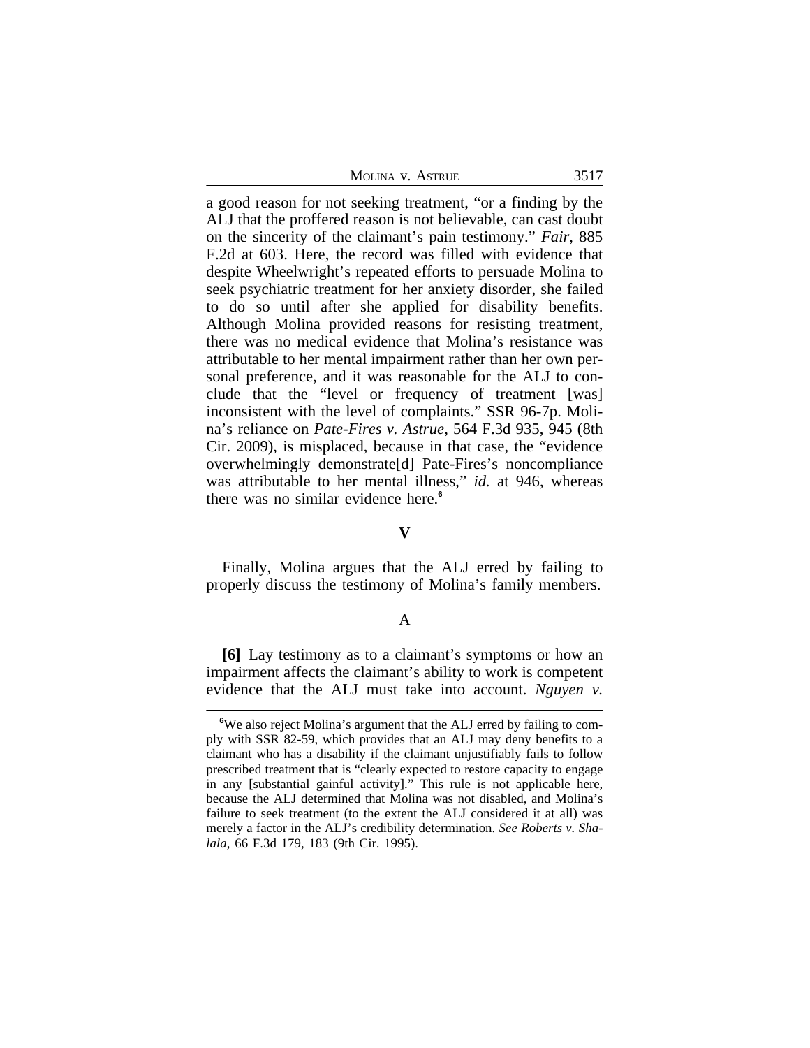a good reason for not seeking treatment, "or a finding by the ALJ that the proffered reason is not believable, can cast doubt on the sincerity of the claimant's pain testimony." *Fair*, 885 F.2d at 603. Here, the record was filled with evidence that despite Wheelwright's repeated efforts to persuade Molina to seek psychiatric treatment for her anxiety disorder, she failed to do so until after she applied for disability benefits. Although Molina provided reasons for resisting treatment, there was no medical evidence that Molina's resistance was attributable to her mental impairment rather than her own personal preference, and it was reasonable for the ALJ to conclude that the "level or frequency of treatment [was] inconsistent with the level of complaints." SSR 96-7p. Molina's reliance on *Pate-Fires v. Astrue*, 564 F.3d 935, 945 (8th Cir. 2009), is misplaced, because in that case, the "evidence overwhelmingly demonstrate[d] Pate-Fires's noncompliance was attributable to her mental illness," *id.* at 946, whereas there was no similar evidence here.[6]

## V

Finally, Molina argues that the ALJ erred by failing to properly discuss the testimony of Molina's family members.

### A

**[6]** Lay testimony as to a claimant's symptoms or how an impairment affects the claimant's ability to work is competent evidence that the ALJ must take into account. *Nguyen v.*

---

[6] We also reject Molina's argument that the ALJ erred by failing to comply with SSR 82-59, which provides that an ALJ may deny benefits to a claimant who has a disability if the claimant unjustifiably fails to follow prescribed treatment that is "clearly expected to restore capacity to engage in any [substantial gainful activity]." This rule is not applicable here, because the ALJ determined that Molina was not disabled, and Molina's failure to seek treatment (to the extent the ALJ considered it at all) was merely a factor in the ALJ's credibility determination. *See Roberts v. Shalala*, 66 F.3d 179, 183 (9th Cir. 1995).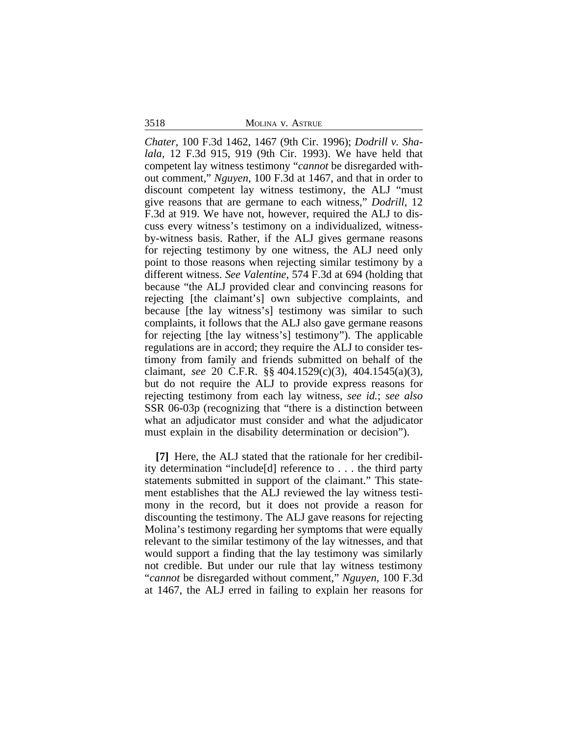*Chater*, 100 F.3d 1462, 1467 (9th Cir. 1996); *Dodrill v. Shalala*, 12 F.3d 915, 919 (9th Cir. 1993). We have held that competent lay witness testimony "*cannot* be disregarded without comment," *Nguyen*, 100 F.3d at 1467, and that in order to discount competent lay witness testimony, the ALJ "must give reasons that are germane to each witness," *Dodrill*, 12 F.3d at 919. We have not, however, required the ALJ to discuss every witness's testimony on a individualized, witness-by-witness basis. Rather, if the ALJ gives germane reasons for rejecting testimony by one witness, the ALJ need only point to those reasons when rejecting similar testimony by a different witness. *See Valentine*, 574 F.3d at 694 (holding that because "the ALJ provided clear and convincing reasons for rejecting [the claimant's] own subjective complaints, and because [the lay witness's] testimony was similar to such complaints, it follows that the ALJ also gave germane reasons for rejecting [the lay witness's] testimony"). The applicable regulations are in accord; they require the ALJ to consider testimony from family and friends submitted on behalf of the claimant, *see* 20 C.F.R. §§ 404.1529(c)(3), 404.1545(a)(3), but do not require the ALJ to provide express reasons for rejecting testimony from each lay witness, *see id.*; *see also* SSR 06-03p (recognizing that "there is a distinction between what an adjudicator must consider and what the adjudicator must explain in the disability determination or decision").

**[7]** Here, the ALJ stated that the rationale for her credibility determination "include[d] reference to . . . the third party statements submitted in support of the claimant." This statement establishes that the ALJ reviewed the lay witness testimony in the record, but it does not provide a reason for discounting the testimony. The ALJ gave reasons for rejecting Molina's testimony regarding her symptoms that were equally relevant to the similar testimony of the lay witnesses, and that would support a finding that the lay testimony was similarly not credible. But under our rule that lay witness testimony "*cannot* be disregarded without comment," *Nguyen*, 100 F.3d at 1467, the ALJ erred in failing to explain her reasons for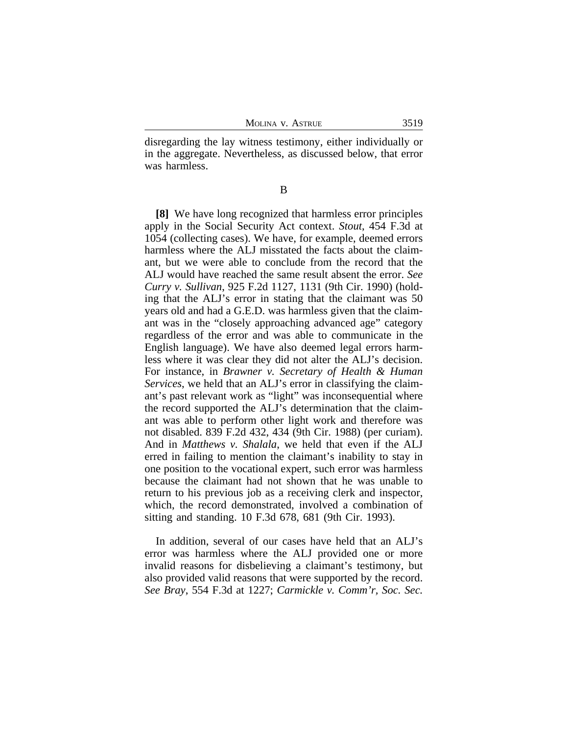disregarding the lay witness testimony, either individually or in the aggregate. Nevertheless, as discussed below, that error was harmless.

B

**[8]** We have long recognized that harmless error principles apply in the Social Security Act context. *Stout*, 454 F.3d at 1054 (collecting cases). We have, for example, deemed errors harmless where the ALJ misstated the facts about the claimant, but we were able to conclude from the record that the ALJ would have reached the same result absent the error. *See Curry v. Sullivan*, 925 F.2d 1127, 1131 (9th Cir. 1990) (holding that the ALJ's error in stating that the claimant was 50 years old and had a G.E.D. was harmless given that the claimant was in the "closely approaching advanced age" category regardless of the error and was able to communicate in the English language). We have also deemed legal errors harmless where it was clear they did not alter the ALJ's decision. For instance, in *Brawner v. Secretary of Health & Human Services*, we held that an ALJ's error in classifying the claimant's past relevant work as "light" was inconsequential where the record supported the ALJ's determination that the claimant was able to perform other light work and therefore was not disabled. 839 F.2d 432, 434 (9th Cir. 1988) (per curiam). And in *Matthews v. Shalala*, we held that even if the ALJ erred in failing to mention the claimant's inability to stay in one position to the vocational expert, such error was harmless because the claimant had not shown that he was unable to return to his previous job as a receiving clerk and inspector, which, the record demonstrated, involved a combination of sitting and standing. 10 F.3d 678, 681 (9th Cir. 1993).

In addition, several of our cases have held that an ALJ's error was harmless where the ALJ provided one or more invalid reasons for disbelieving a claimant's testimony, but also provided valid reasons that were supported by the record. *See Bray*, 554 F.3d at 1227; *Carmickle v. Comm'r, Soc. Sec.*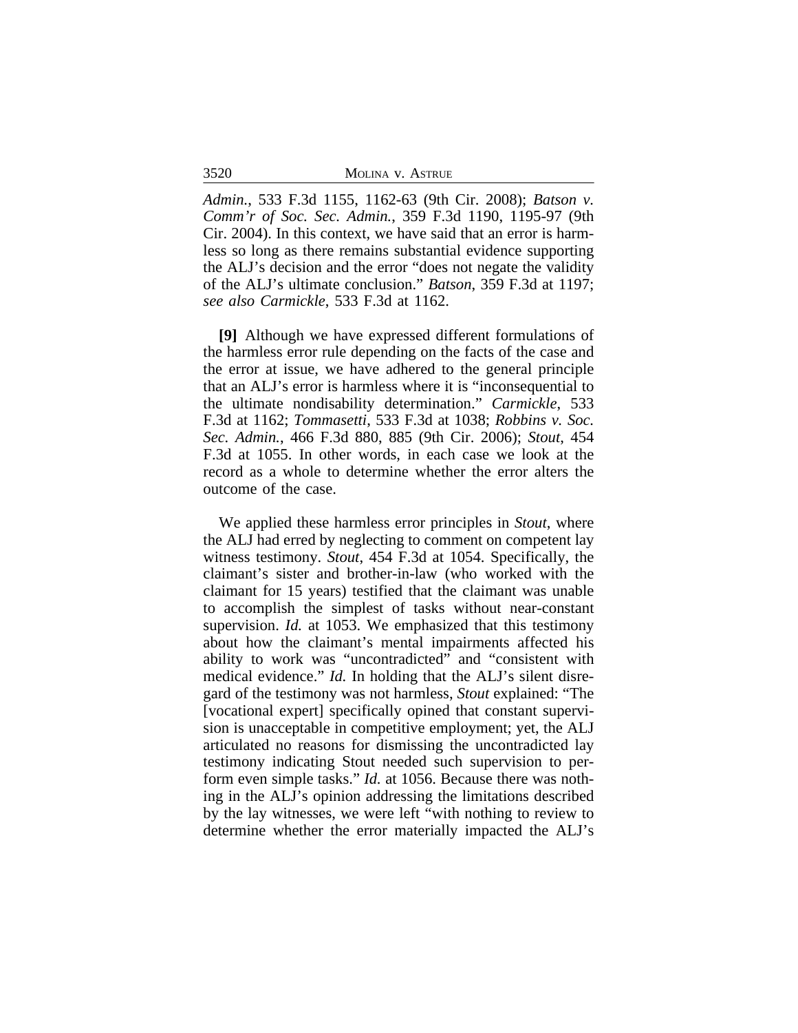*Admin.*, 533 F.3d 1155, 1162-63 (9th Cir. 2008); *Batson v. Comm'r of Soc. Sec. Admin.*, 359 F.3d 1190, 1195-97 (9th Cir. 2004). In this context, we have said that an error is harmless so long as there remains substantial evidence supporting the ALJ's decision and the error "does not negate the validity of the ALJ's ultimate conclusion." *Batson*, 359 F.3d at 1197; *see also Carmickle*, 533 F.3d at 1162.

**[9]** Although we have expressed different formulations of the harmless error rule depending on the facts of the case and the error at issue, we have adhered to the general principle that an ALJ's error is harmless where it is "inconsequential to the ultimate nondisability determination." *Carmickle*, 533 F.3d at 1162; *Tommasetti*, 533 F.3d at 1038; *Robbins v. Soc. Sec. Admin.*, 466 F.3d 880, 885 (9th Cir. 2006); *Stout*, 454 F.3d at 1055. In other words, in each case we look at the record as a whole to determine whether the error alters the outcome of the case.

We applied these harmless error principles in *Stout*, where the ALJ had erred by neglecting to comment on competent lay witness testimony. *Stout*, 454 F.3d at 1054. Specifically, the claimant's sister and brother-in-law (who worked with the claimant for 15 years) testified that the claimant was unable to accomplish the simplest of tasks without near-constant supervision. *Id.* at 1053. We emphasized that this testimony about how the claimant's mental impairments affected his ability to work was "uncontradicted" and "consistent with medical evidence." *Id.* In holding that the ALJ's silent disregard of the testimony was not harmless, *Stout* explained: "The [vocational expert] specifically opined that constant supervision is unacceptable in competitive employment; yet, the ALJ articulated no reasons for dismissing the uncontradicted lay testimony indicating Stout needed such supervision to perform even simple tasks." *Id.* at 1056. Because there was nothing in the ALJ's opinion addressing the limitations described by the lay witnesses, we were left "with nothing to review to determine whether the error materially impacted the ALJ's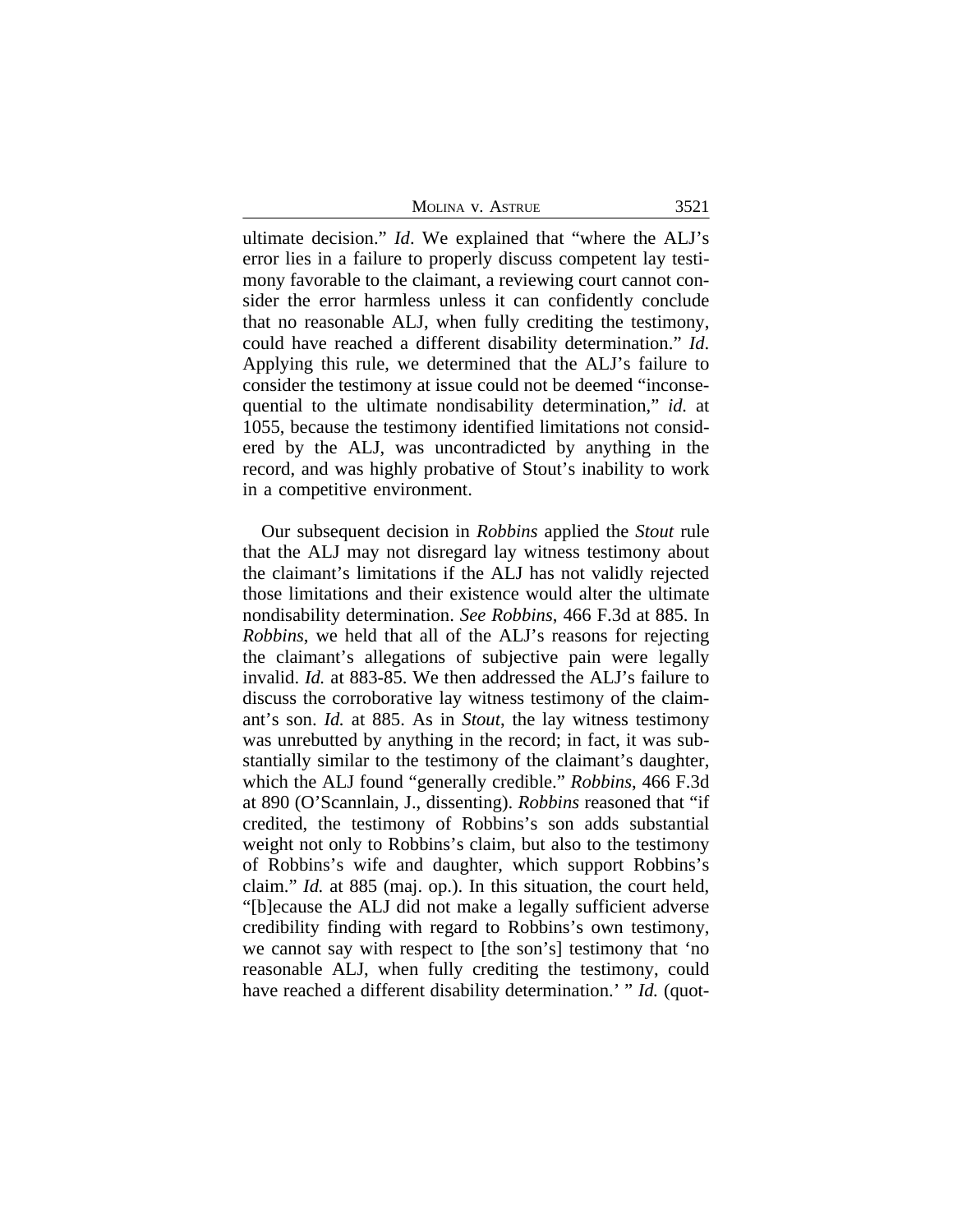ultimate decision." *Id*. We explained that "where the ALJ's error lies in a failure to properly discuss competent lay testimony favorable to the claimant, a reviewing court cannot consider the error harmless unless it can confidently conclude that no reasonable ALJ, when fully crediting the testimony, could have reached a different disability determination." *Id*. Applying this rule, we determined that the ALJ's failure to consider the testimony at issue could not be deemed "inconsequential to the ultimate nondisability determination," *id.* at 1055, because the testimony identified limitations not considered by the ALJ, was uncontradicted by anything in the record, and was highly probative of Stout's inability to work in a competitive environment.

Our subsequent decision in *Robbins* applied the *Stout* rule that the ALJ may not disregard lay witness testimony about the claimant's limitations if the ALJ has not validly rejected those limitations and their existence would alter the ultimate nondisability determination. *See Robbins*, 466 F.3d at 885. In *Robbins*, we held that all of the ALJ's reasons for rejecting the claimant's allegations of subjective pain were legally invalid. *Id.* at 883-85. We then addressed the ALJ's failure to discuss the corroborative lay witness testimony of the claimant's son. *Id.* at 885. As in *Stout*, the lay witness testimony was unrebutted by anything in the record; in fact, it was substantially similar to the testimony of the claimant's daughter, which the ALJ found "generally credible." *Robbins*, 466 F.3d at 890 (O'Scannlain, J., dissenting). *Robbins* reasoned that "if credited, the testimony of Robbins's son adds substantial weight not only to Robbins's claim, but also to the testimony of Robbins's wife and daughter, which support Robbins's claim." *Id.* at 885 (maj. op.). In this situation, the court held, "[b]ecause the ALJ did not make a legally sufficient adverse credibility finding with regard to Robbins's own testimony, we cannot say with respect to [the son's] testimony that 'no reasonable ALJ, when fully crediting the testimony, could have reached a different disability determination.' " *Id.* (quot-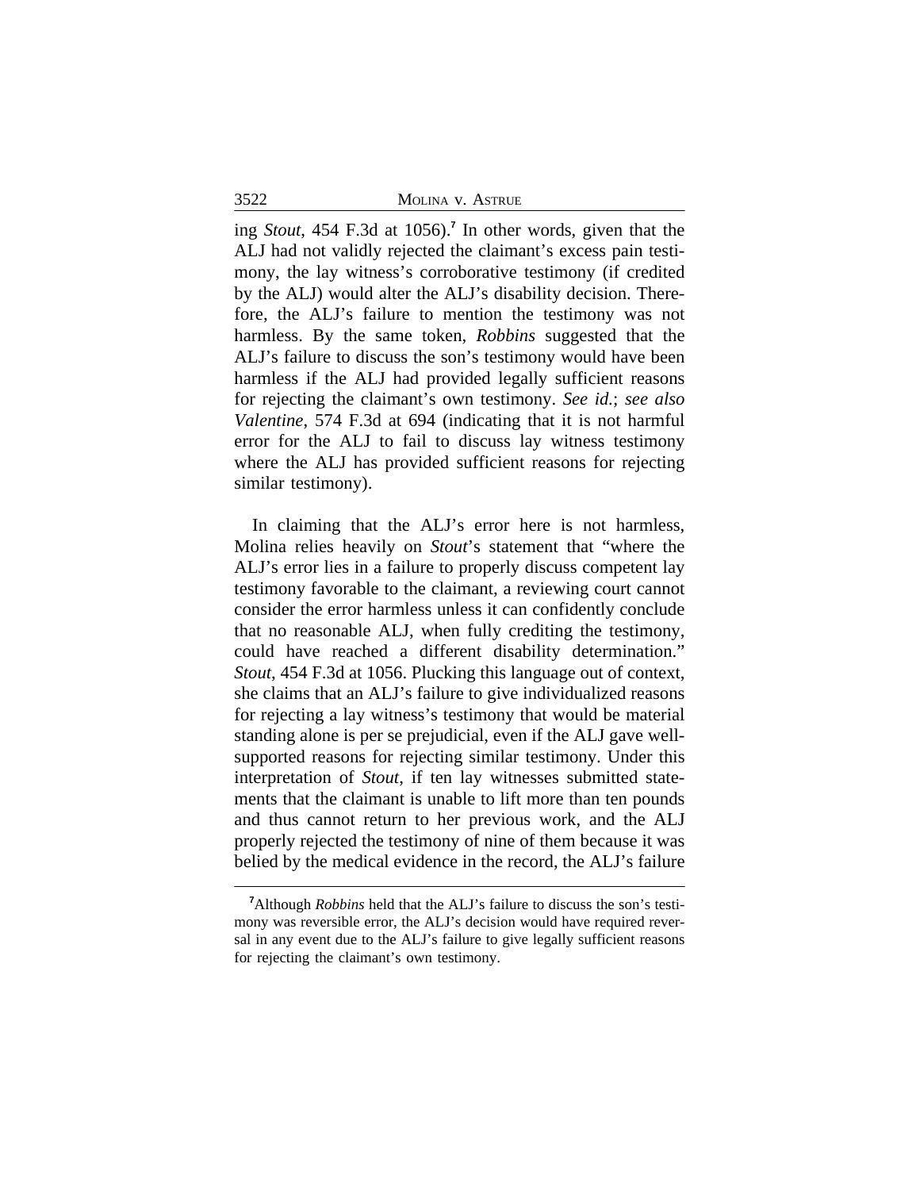ing *Stout*, 454 F.3d at 1056).[7] In other words, given that the ALJ had not validly rejected the claimant's excess pain testimony, the lay witness's corroborative testimony (if credited by the ALJ) would alter the ALJ's disability decision. Therefore, the ALJ's failure to mention the testimony was not harmless. By the same token, *Robbins* suggested that the ALJ's failure to discuss the son's testimony would have been harmless if the ALJ had provided legally sufficient reasons for rejecting the claimant's own testimony. *See id.*; *see also Valentine*, 574 F.3d at 694 (indicating that it is not harmful error for the ALJ to fail to discuss lay witness testimony where the ALJ has provided sufficient reasons for rejecting similar testimony).

In claiming that the ALJ's error here is not harmless, Molina relies heavily on *Stout*'s statement that "where the ALJ's error lies in a failure to properly discuss competent lay testimony favorable to the claimant, a reviewing court cannot consider the error harmless unless it can confidently conclude that no reasonable ALJ, when fully crediting the testimony, could have reached a different disability determination." *Stout*, 454 F.3d at 1056. Plucking this language out of context, she claims that an ALJ's failure to give individualized reasons for rejecting a lay witness's testimony that would be material standing alone is per se prejudicial, even if the ALJ gave well-supported reasons for rejecting similar testimony. Under this interpretation of *Stout*, if ten lay witnesses submitted statements that the claimant is unable to lift more than ten pounds and thus cannot return to her previous work, and the ALJ properly rejected the testimony of nine of them because it was belied by the medical evidence in the record, the ALJ's failure

[7]Although *Robbins* held that the ALJ's failure to discuss the son's testimony was reversible error, the ALJ's decision would have required reversal in any event due to the ALJ's failure to give legally sufficient reasons for rejecting the claimant's own testimony.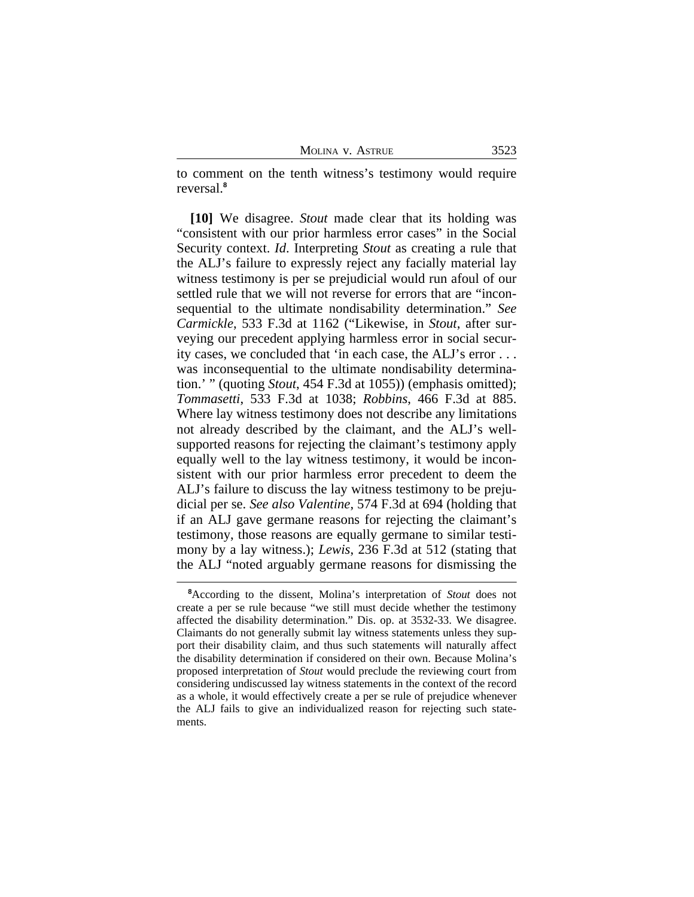to comment on the tenth witness's testimony would require reversal.[8]

**[10]** We disagree. *Stout* made clear that its holding was "consistent with our prior harmless error cases" in the Social Security context. *Id.* Interpreting *Stout* as creating a rule that the ALJ's failure to expressly reject any facially material lay witness testimony is per se prejudicial would run afoul of our settled rule that we will not reverse for errors that are "inconsequential to the ultimate nondisability determination." *See Carmickle*, 533 F.3d at 1162 ("Likewise, in *Stout*, after surveying our precedent applying harmless error in social security cases, we concluded that 'in each case, the ALJ's error . . . was inconsequential to the ultimate nondisability determination.' " (quoting *Stout*, 454 F.3d at 1055)) (emphasis omitted); *Tommasetti*, 533 F.3d at 1038; *Robbins*, 466 F.3d at 885. Where lay witness testimony does not describe any limitations not already described by the claimant, and the ALJ's well-supported reasons for rejecting the claimant's testimony apply equally well to the lay witness testimony, it would be inconsistent with our prior harmless error precedent to deem the ALJ's failure to discuss the lay witness testimony to be prejudicial per se. *See also Valentine*, 574 F.3d at 694 (holding that if an ALJ gave germane reasons for rejecting the claimant's testimony, those reasons are equally germane to similar testimony by a lay witness.); *Lewis*, 236 F.3d at 512 (stating that the ALJ "noted arguably germane reasons for dismissing the

[8]According to the dissent, Molina's interpretation of *Stout* does not create a per se rule because "we still must decide whether the testimony affected the disability determination." Dis. op. at 3532-33. We disagree. Claimants do not generally submit lay witness statements unless they support their disability claim, and thus such statements will naturally affect the disability determination if considered on their own. Because Molina's proposed interpretation of *Stout* would preclude the reviewing court from considering undiscussed lay witness statements in the context of the record as a whole, it would effectively create a per se rule of prejudice whenever the ALJ fails to give an individualized reason for rejecting such statements.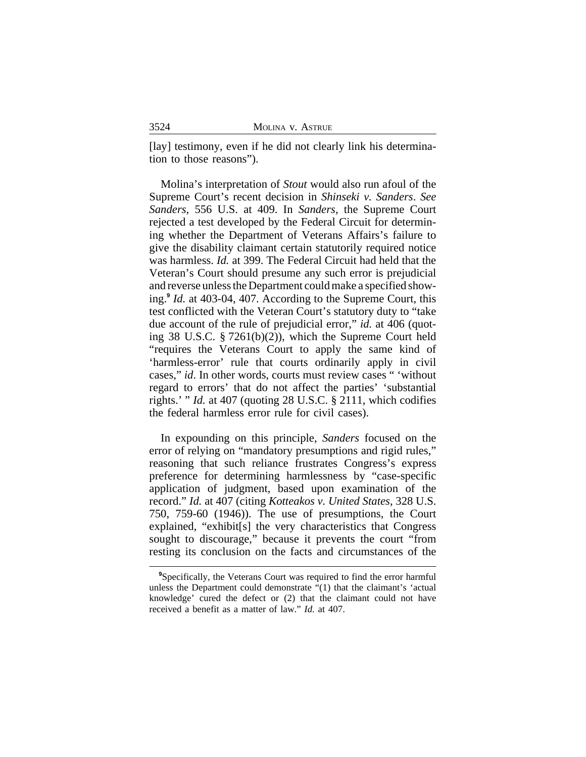[lay] testimony, even if he did not clearly link his determination to those reasons").

Molina's interpretation of *Stout* would also run afoul of the Supreme Court's recent decision in *Shinseki v. Sanders*. *See Sanders*, 556 U.S. at 409. In *Sanders*, the Supreme Court rejected a test developed by the Federal Circuit for determining whether the Department of Veterans Affairs's failure to give the disability claimant certain statutorily required notice was harmless. *Id.* at 399. The Federal Circuit had held that the Veteran's Court should presume any such error is prejudicial and reverse unless the Department could make a specified showing.[9] *Id.* at 403-04, 407. According to the Supreme Court, this test conflicted with the Veteran Court's statutory duty to "take due account of the rule of prejudicial error," *id.* at 406 (quoting 38 U.S.C. § 7261(b)(2)), which the Supreme Court held "requires the Veterans Court to apply the same kind of 'harmless-error' rule that courts ordinarily apply in civil cases," *id*. In other words, courts must review cases " 'without regard to errors' that do not affect the parties' 'substantial rights.' " *Id.* at 407 (quoting 28 U.S.C. § 2111, which codifies the federal harmless error rule for civil cases).

In expounding on this principle, *Sanders* focused on the error of relying on "mandatory presumptions and rigid rules," reasoning that such reliance frustrates Congress's express preference for determining harmlessness by "case-specific application of judgment, based upon examination of the record." *Id.* at 407 (citing *Kotteakos v. United States*, 328 U.S. 750, 759-60 (1946)). The use of presumptions, the Court explained, "exhibit[s] the very characteristics that Congress sought to discourage," because it prevents the court "from resting its conclusion on the facts and circumstances of the

[9]Specifically, the Veterans Court was required to find the error harmful unless the Department could demonstrate "(1) that the claimant's 'actual knowledge' cured the defect or (2) that the claimant could not have received a benefit as a matter of law." *Id.* at 407.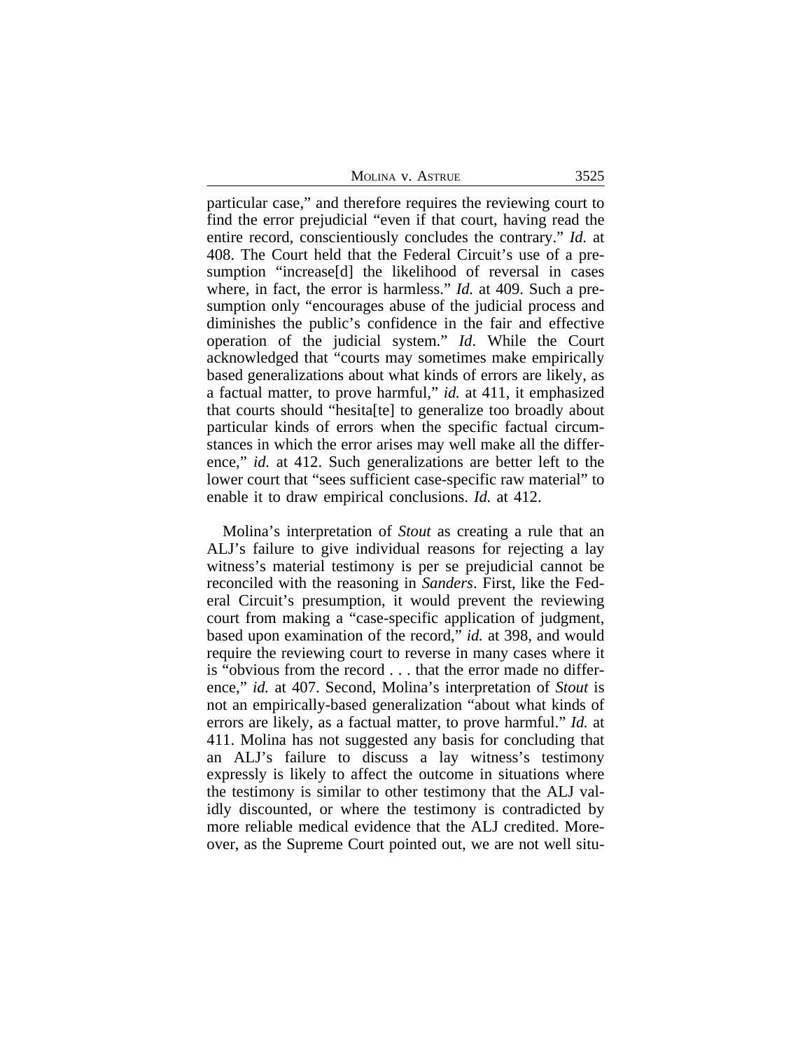particular case," and therefore requires the reviewing court to find the error prejudicial "even if that court, having read the entire record, conscientiously concludes the contrary." *Id.* at 408. The Court held that the Federal Circuit's use of a presumption "increase[d] the likelihood of reversal in cases where, in fact, the error is harmless." *Id.* at 409. Such a presumption only "encourages abuse of the judicial process and diminishes the public's confidence in the fair and effective operation of the judicial system." *Id*. While the Court acknowledged that "courts may sometimes make empirically based generalizations about what kinds of errors are likely, as a factual matter, to prove harmful," *id.* at 411, it emphasized that courts should "hesita[te] to generalize too broadly about particular kinds of errors when the specific factual circumstances in which the error arises may well make all the difference," *id.* at 412. Such generalizations are better left to the lower court that "sees sufficient case-specific raw material" to enable it to draw empirical conclusions. *Id.* at 412.

Molina's interpretation of *Stout* as creating a rule that an ALJ's failure to give individual reasons for rejecting a lay witness's material testimony is per se prejudicial cannot be reconciled with the reasoning in *Sanders*. First, like the Federal Circuit's presumption, it would prevent the reviewing court from making a "case-specific application of judgment, based upon examination of the record," *id.* at 398, and would require the reviewing court to reverse in many cases where it is "obvious from the record . . . that the error made no difference," *id.* at 407. Second, Molina's interpretation of *Stout* is not an empirically-based generalization "about what kinds of errors are likely, as a factual matter, to prove harmful." *Id.* at 411. Molina has not suggested any basis for concluding that an ALJ's failure to discuss a lay witness's testimony expressly is likely to affect the outcome in situations where the testimony is similar to other testimony that the ALJ validly discounted, or where the testimony is contradicted by more reliable medical evidence that the ALJ credited. Moreover, as the Supreme Court pointed out, we are not well situ-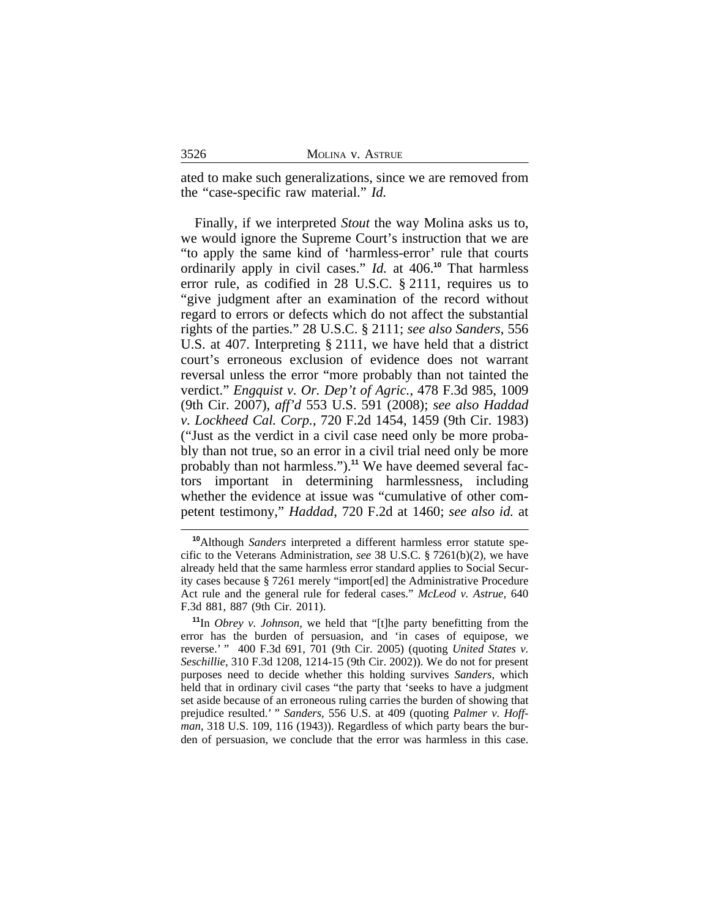ated to make such generalizations, since we are removed from the "case-specific raw material." *Id.*

Finally, if we interpreted *Stout* the way Molina asks us to, we would ignore the Supreme Court's instruction that we are "to apply the same kind of 'harmless-error' rule that courts ordinarily apply in civil cases." *Id.* at 406.[10] That harmless error rule, as codified in 28 U.S.C. § 2111, requires us to "give judgment after an examination of the record without regard to errors or defects which do not affect the substantial rights of the parties." 28 U.S.C. § 2111; *see also Sanders*, 556 U.S. at 407. Interpreting § 2111, we have held that a district court's erroneous exclusion of evidence does not warrant reversal unless the error "more probably than not tainted the verdict." *Engquist v. Or. Dep't of Agric.*, 478 F.3d 985, 1009 (9th Cir. 2007), *aff'd* 553 U.S. 591 (2008); *see also Haddad v. Lockheed Cal. Corp.*, 720 F.2d 1454, 1459 (9th Cir. 1983) ("Just as the verdict in a civil case need only be more probably than not true, so an error in a civil trial need only be more probably than not harmless.").[11] We have deemed several factors important in determining harmlessness, including whether the evidence at issue was "cumulative of other competent testimony," *Haddad*, 720 F.2d at 1460; *see also id.* at

---

[10]Although *Sanders* interpreted a different harmless error statute specific to the Veterans Administration, *see* 38 U.S.C. § 7261(b)(2), we have already held that the same harmless error standard applies to Social Security cases because § 7261 merely "import[ed] the Administrative Procedure Act rule and the general rule for federal cases." *McLeod v. Astrue*, 640 F.3d 881, 887 (9th Cir. 2011).

[11]In *Obrey v. Johnson*, we held that "[t]he party benefitting from the error has the burden of persuasion, and 'in cases of equipose, we reverse.' " 400 F.3d 691, 701 (9th Cir. 2005) (quoting *United States v. Seschillie*, 310 F.3d 1208, 1214-15 (9th Cir. 2002)). We do not for present purposes need to decide whether this holding survives *Sanders*, which held that in ordinary civil cases "the party that 'seeks to have a judgment set aside because of an erroneous ruling carries the burden of showing that prejudice resulted.' " *Sanders*, 556 U.S. at 409 (quoting *Palmer v. Hoffman*, 318 U.S. 109, 116 (1943)). Regardless of which party bears the burden of persuasion, we conclude that the error was harmless in this case.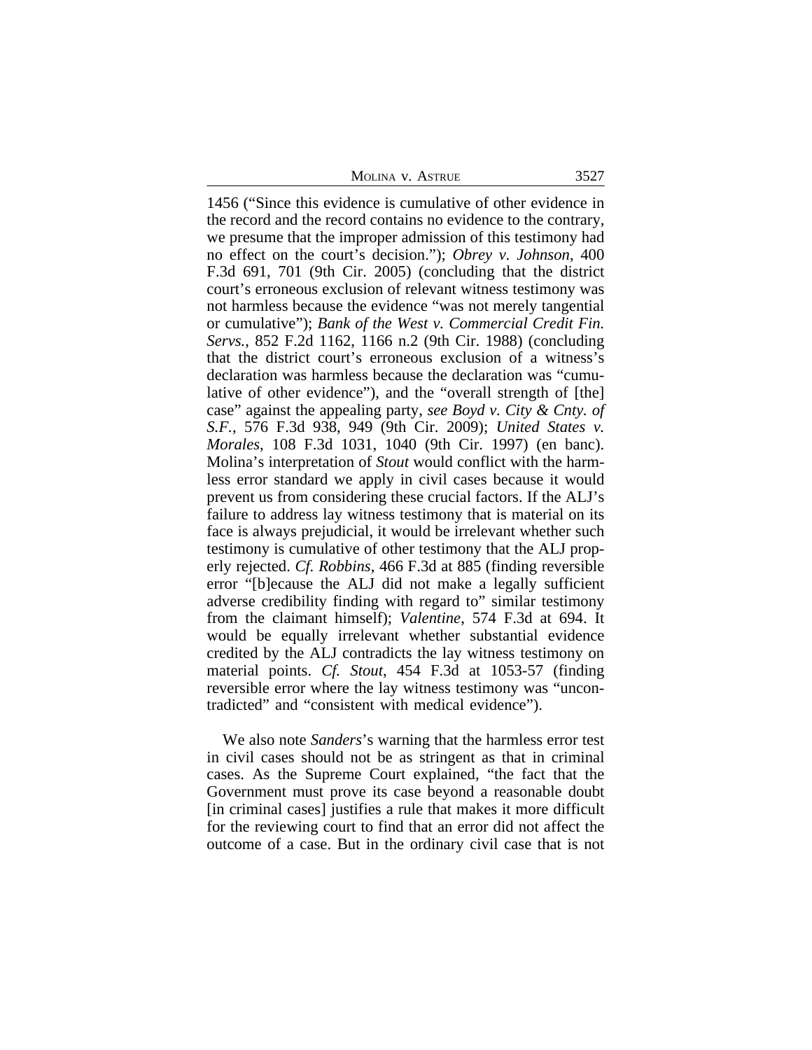1456 ("Since this evidence is cumulative of other evidence in the record and the record contains no evidence to the contrary, we presume that the improper admission of this testimony had no effect on the court's decision."); *Obrey v. Johnson*, 400 F.3d 691, 701 (9th Cir. 2005) (concluding that the district court's erroneous exclusion of relevant witness testimony was not harmless because the evidence "was not merely tangential or cumulative"); *Bank of the West v. Commercial Credit Fin. Servs.*, 852 F.2d 1162, 1166 n.2 (9th Cir. 1988) (concluding that the district court's erroneous exclusion of a witness's declaration was harmless because the declaration was "cumulative of other evidence"), and the "overall strength of [the] case" against the appealing party, *see Boyd v. City & Cnty. of S.F.*, 576 F.3d 938, 949 (9th Cir. 2009); *United States v. Morales*, 108 F.3d 1031, 1040 (9th Cir. 1997) (en banc). Molina's interpretation of *Stout* would conflict with the harmless error standard we apply in civil cases because it would prevent us from considering these crucial factors. If the ALJ's failure to address lay witness testimony that is material on its face is always prejudicial, it would be irrelevant whether such testimony is cumulative of other testimony that the ALJ properly rejected. *Cf. Robbins*, 466 F.3d at 885 (finding reversible error "[b]ecause the ALJ did not make a legally sufficient adverse credibility finding with regard to" similar testimony from the claimant himself); *Valentine*, 574 F.3d at 694. It would be equally irrelevant whether substantial evidence credited by the ALJ contradicts the lay witness testimony on material points. *Cf. Stout*, 454 F.3d at 1053-57 (finding reversible error where the lay witness testimony was "uncontradicted" and "consistent with medical evidence").

We also note *Sanders*'s warning that the harmless error test in civil cases should not be as stringent as that in criminal cases. As the Supreme Court explained, "the fact that the Government must prove its case beyond a reasonable doubt [in criminal cases] justifies a rule that makes it more difficult for the reviewing court to find that an error did not affect the outcome of a case. But in the ordinary civil case that is not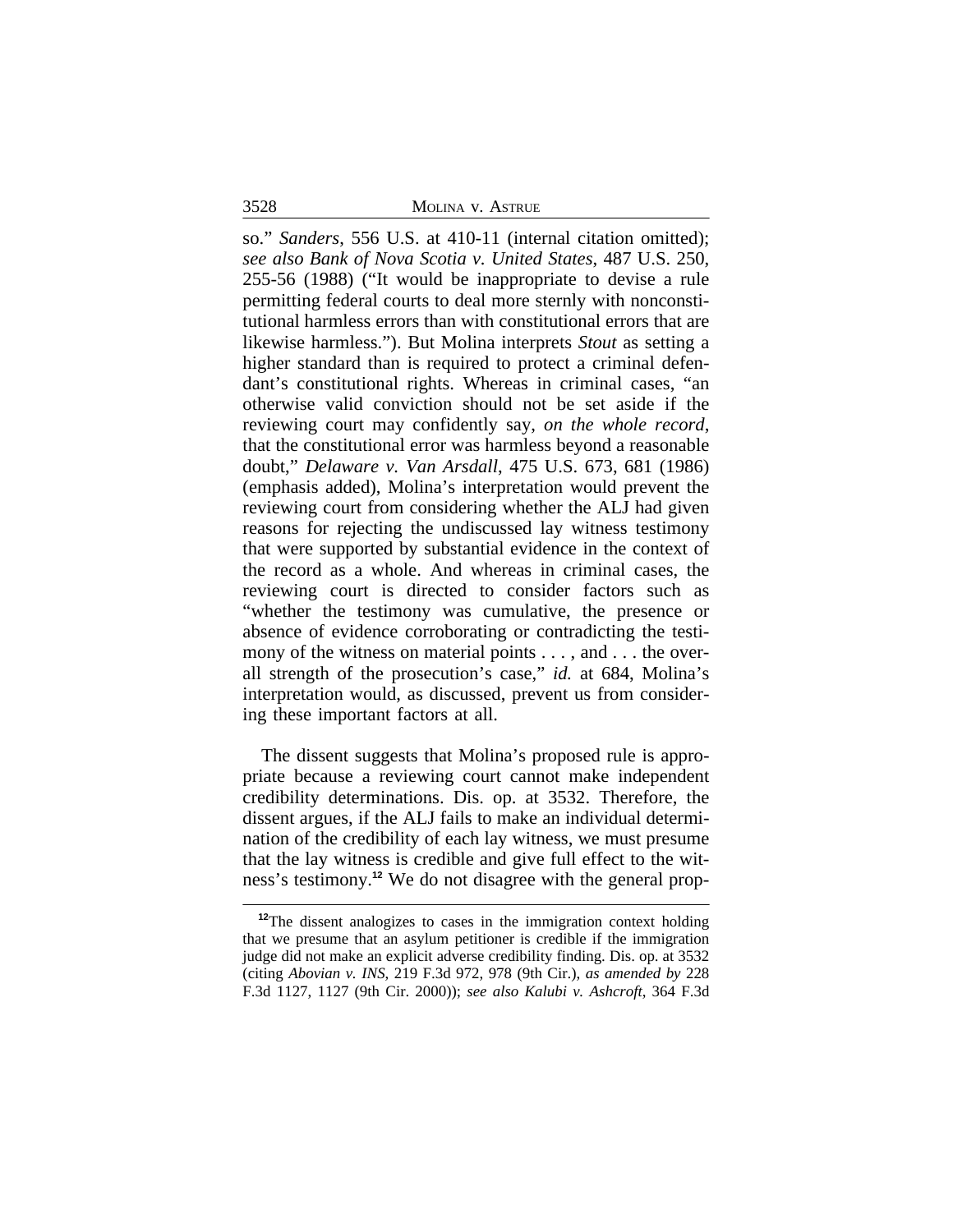so." *Sanders*, 556 U.S. at 410-11 (internal citation omitted); *see also Bank of Nova Scotia v. United States*, 487 U.S. 250, 255-56 (1988) ("It would be inappropriate to devise a rule permitting federal courts to deal more sternly with nonconstitutional harmless errors than with constitutional errors that are likewise harmless."). But Molina interprets *Stout* as setting a higher standard than is required to protect a criminal defendant's constitutional rights. Whereas in criminal cases, "an otherwise valid conviction should not be set aside if the reviewing court may confidently say, *on the whole record*, that the constitutional error was harmless beyond a reasonable doubt," *Delaware v. Van Arsdall*, 475 U.S. 673, 681 (1986) (emphasis added), Molina's interpretation would prevent the reviewing court from considering whether the ALJ had given reasons for rejecting the undiscussed lay witness testimony that were supported by substantial evidence in the context of the record as a whole. And whereas in criminal cases, the reviewing court is directed to consider factors such as "whether the testimony was cumulative, the presence or absence of evidence corroborating or contradicting the testimony of the witness on material points . . . , and . . . the overall strength of the prosecution's case," *id.* at 684, Molina's interpretation would, as discussed, prevent us from considering these important factors at all.

The dissent suggests that Molina's proposed rule is appropriate because a reviewing court cannot make independent credibility determinations. Dis. op. at 3532. Therefore, the dissent argues, if the ALJ fails to make an individual determination of the credibility of each lay witness, we must presume that the lay witness is credible and give full effect to the witness's testimony.[12] We do not disagree with the general prop-

[12]The dissent analogizes to cases in the immigration context holding that we presume that an asylum petitioner is credible if the immigration judge did not make an explicit adverse credibility finding. Dis. op. at 3532 (citing *Abovian v. INS*, 219 F.3d 972, 978 (9th Cir.), *as amended by* 228 F.3d 1127, 1127 (9th Cir. 2000)); *see also Kalubi v. Ashcroft*, 364 F.3d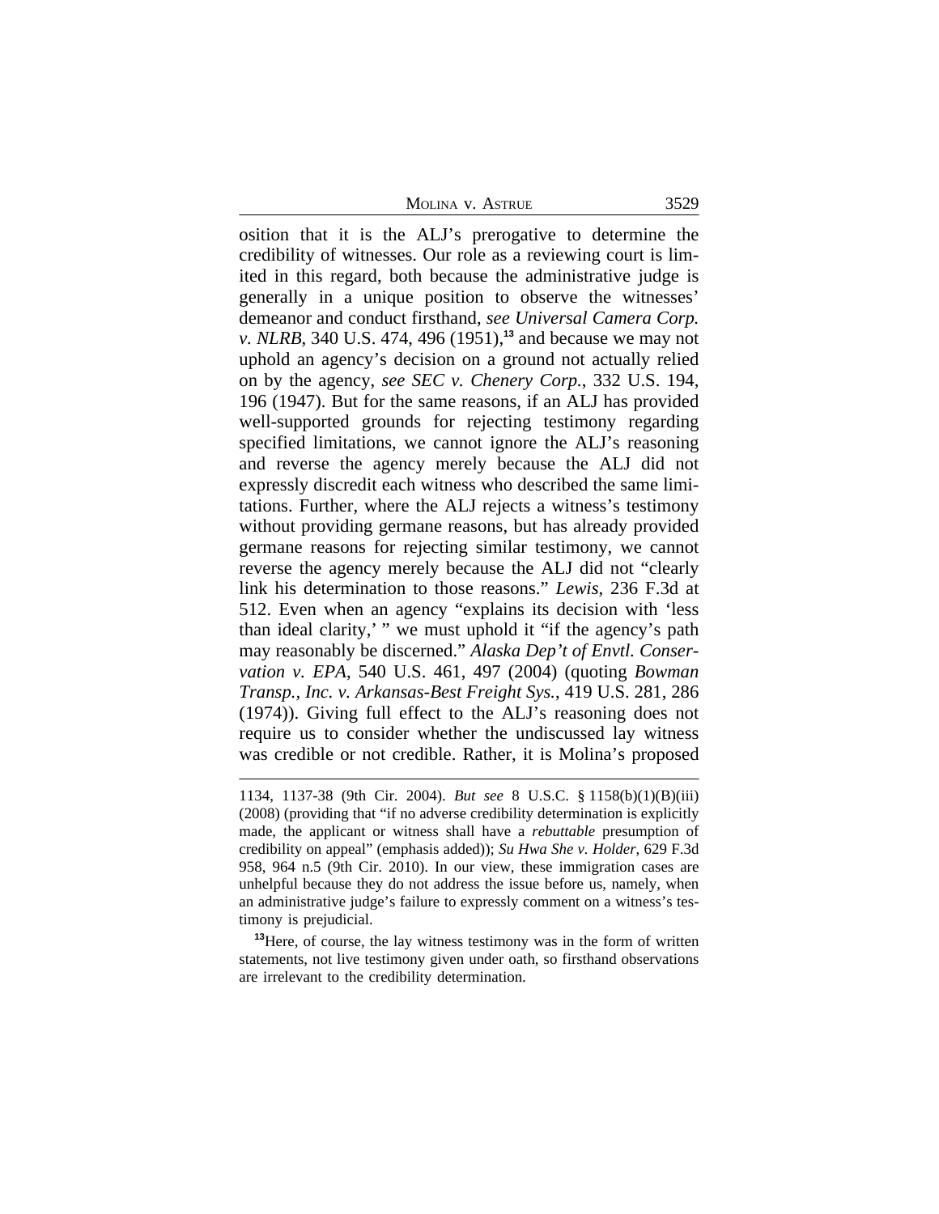osition that it is the ALJ's prerogative to determine the credibility of witnesses. Our role as a reviewing court is limited in this regard, both because the administrative judge is generally in a unique position to observe the witnesses' demeanor and conduct firsthand, *see Universal Camera Corp. v. NLRB*, 340 U.S. 474, 496 (1951),[13] and because we may not uphold an agency's decision on a ground not actually relied on by the agency, *see SEC v. Chenery Corp.*, 332 U.S. 194, 196 (1947). But for the same reasons, if an ALJ has provided well-supported grounds for rejecting testimony regarding specified limitations, we cannot ignore the ALJ's reasoning and reverse the agency merely because the ALJ did not expressly discredit each witness who described the same limitations. Further, where the ALJ rejects a witness's testimony without providing germane reasons, but has already provided germane reasons for rejecting similar testimony, we cannot reverse the agency merely because the ALJ did not "clearly link his determination to those reasons." *Lewis*, 236 F.3d at 512. Even when an agency "explains its decision with 'less than ideal clarity,' " we must uphold it "if the agency's path may reasonably be discerned." *Alaska Dep't of Envtl. Conservation v. EPA*, 540 U.S. 461, 497 (2004) (quoting *Bowman Transp., Inc. v. Arkansas-Best Freight Sys.*, 419 U.S. 281, 286 (1974)). Giving full effect to the ALJ's reasoning does not require us to consider whether the undiscussed lay witness was credible or not credible. Rather, it is Molina's proposed

---

1134, 1137-38 (9th Cir. 2004). *But see* 8 U.S.C. § 1158(b)(1)(B)(iii) (2008) (providing that "if no adverse credibility determination is explicitly made, the applicant or witness shall have a *rebuttable* presumption of credibility on appeal" (emphasis added)); *Su Hwa She v. Holder*, 629 F.3d 958, 964 n.5 (9th Cir. 2010). In our view, these immigration cases are unhelpful because they do not address the issue before us, namely, when an administrative judge's failure to expressly comment on a witness's testimony is prejudicial.

[13]Here, of course, the lay witness testimony was in the form of written statements, not live testimony given under oath, so firsthand observations are irrelevant to the credibility determination.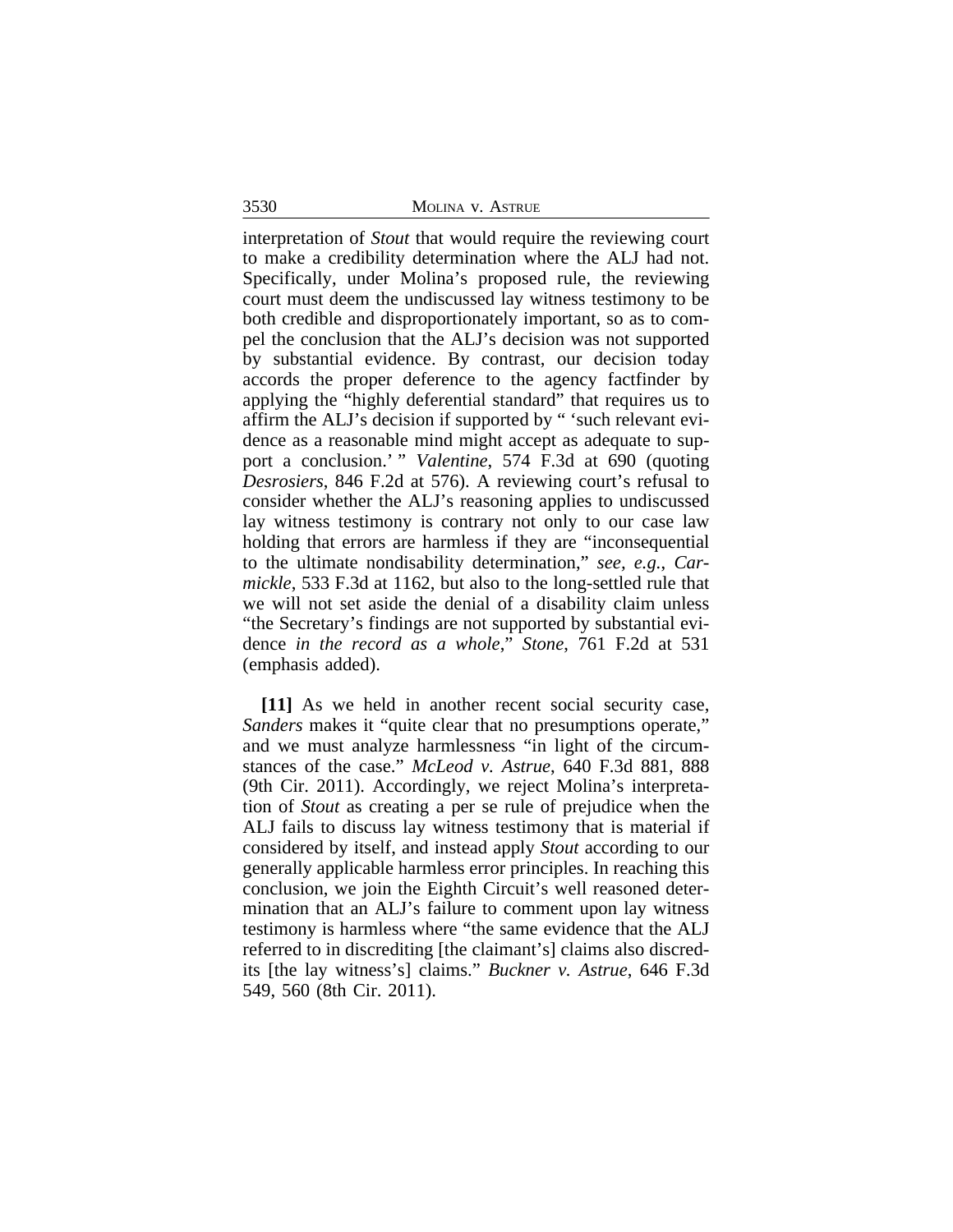interpretation of *Stout* that would require the reviewing court to make a credibility determination where the ALJ had not. Specifically, under Molina's proposed rule, the reviewing court must deem the undiscussed lay witness testimony to be both credible and disproportionately important, so as to compel the conclusion that the ALJ's decision was not supported by substantial evidence. By contrast, our decision today accords the proper deference to the agency factfinder by applying the "highly deferential standard" that requires us to affirm the ALJ's decision if supported by " 'such relevant evidence as a reasonable mind might accept as adequate to support a conclusion.' " *Valentine*, 574 F.3d at 690 (quoting *Desrosiers*, 846 F.2d at 576). A reviewing court's refusal to consider whether the ALJ's reasoning applies to undiscussed lay witness testimony is contrary not only to our case law holding that errors are harmless if they are "inconsequential to the ultimate nondisability determination," *see, e.g.*, *Carmickle*, 533 F.3d at 1162, but also to the long-settled rule that we will not set aside the denial of a disability claim unless "the Secretary's findings are not supported by substantial evidence *in the record as a whole*," *Stone*, 761 F.2d at 531 (emphasis added).

**[11]** As we held in another recent social security case, *Sanders* makes it "quite clear that no presumptions operate," and we must analyze harmlessness "in light of the circumstances of the case." *McLeod v. Astrue*, 640 F.3d 881, 888 (9th Cir. 2011). Accordingly, we reject Molina's interpretation of *Stout* as creating a per se rule of prejudice when the ALJ fails to discuss lay witness testimony that is material if considered by itself, and instead apply *Stout* according to our generally applicable harmless error principles. In reaching this conclusion, we join the Eighth Circuit's well reasoned determination that an ALJ's failure to comment upon lay witness testimony is harmless where "the same evidence that the ALJ referred to in discrediting [the claimant's] claims also discredits [the lay witness's] claims." *Buckner v. Astrue*, 646 F.3d 549, 560 (8th Cir. 2011).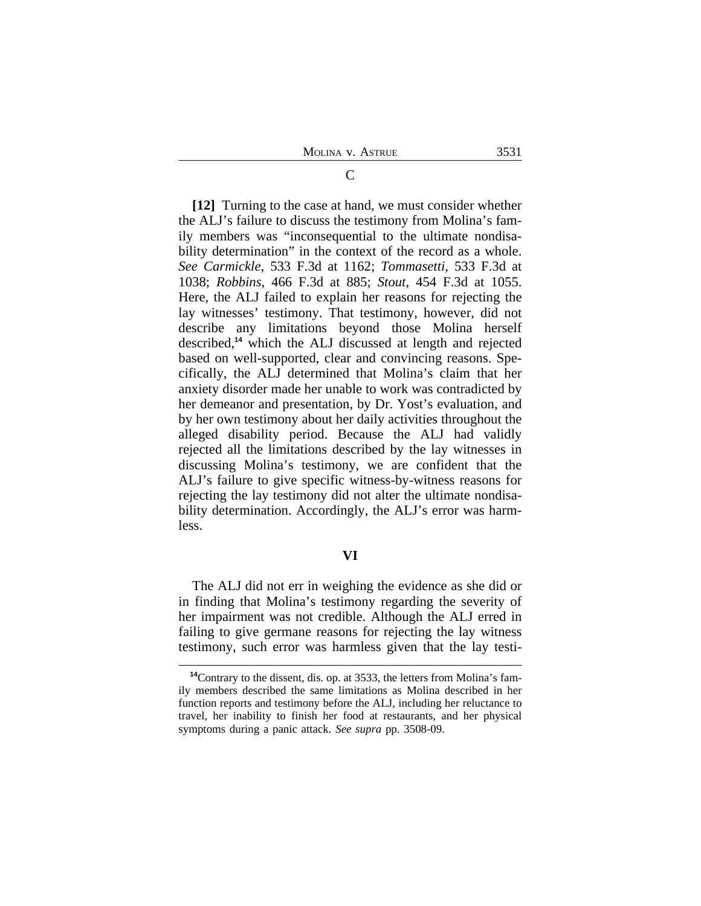### C

**[12]** Turning to the case at hand, we must consider whether the ALJ's failure to discuss the testimony from Molina's family members was "inconsequential to the ultimate nondisability determination" in the context of the record as a whole. *See Carmickle*, 533 F.3d at 1162; *Tommasetti*, 533 F.3d at 1038; *Robbins*, 466 F.3d at 885; *Stout*, 454 F.3d at 1055. Here, the ALJ failed to explain her reasons for rejecting the lay witnesses' testimony. That testimony, however, did not describe any limitations beyond those Molina herself described,[14] which the ALJ discussed at length and rejected based on well-supported, clear and convincing reasons. Specifically, the ALJ determined that Molina's claim that her anxiety disorder made her unable to work was contradicted by her demeanor and presentation, by Dr. Yost's evaluation, and by her own testimony about her daily activities throughout the alleged disability period. Because the ALJ had validly rejected all the limitations described by the lay witnesses in discussing Molina's testimony, we are confident that the ALJ's failure to give specific witness-by-witness reasons for rejecting the lay testimony did not alter the ultimate nondisability determination. Accordingly, the ALJ's error was harmless.

## VI

The ALJ did not err in weighing the evidence as she did or in finding that Molina's testimony regarding the severity of her impairment was not credible. Although the ALJ erred in failing to give germane reasons for rejecting the lay witness testimony, such error was harmless given that the lay testi-

---

[14] Contrary to the dissent, dis. op. at 3533, the letters from Molina's family members described the same limitations as Molina described in her function reports and testimony before the ALJ, including her reluctance to travel, her inability to finish her food at restaurants, and her physical symptoms during a panic attack. *See supra* pp. 3508-09.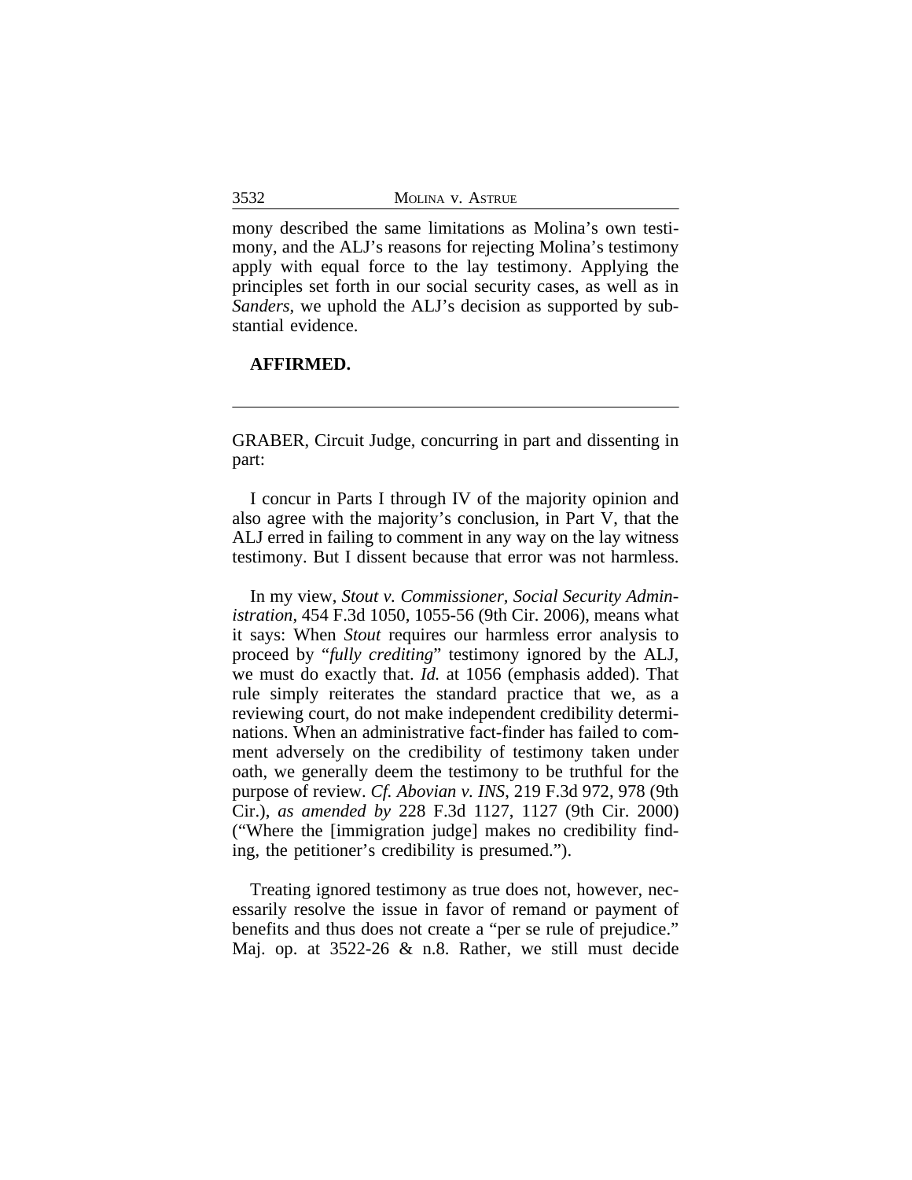mony described the same limitations as Molina's own testimony, and the ALJ's reasons for rejecting Molina's testimony apply with equal force to the lay testimony. Applying the principles set forth in our social security cases, as well as in *Sanders*, we uphold the ALJ's decision as supported by substantial evidence.

**AFFIRMED.**

---

GRABER, Circuit Judge, concurring in part and dissenting in part:

I concur in Parts I through IV of the majority opinion and also agree with the majority's conclusion, in Part V, that the ALJ erred in failing to comment in any way on the lay witness testimony. But I dissent because that error was not harmless.

In my view, *Stout v. Commissioner, Social Security Administration*, 454 F.3d 1050, 1055-56 (9th Cir. 2006), means what it says: When *Stout* requires our harmless error analysis to proceed by "*fully crediting*" testimony ignored by the ALJ, we must do exactly that. *Id.* at 1056 (emphasis added). That rule simply reiterates the standard practice that we, as a reviewing court, do not make independent credibility determinations. When an administrative fact-finder has failed to comment adversely on the credibility of testimony taken under oath, we generally deem the testimony to be truthful for the purpose of review. *Cf. Abovian v. INS*, 219 F.3d 972, 978 (9th Cir.), *as amended by* 228 F.3d 1127, 1127 (9th Cir. 2000) ("Where the [immigration judge] makes no credibility finding, the petitioner's credibility is presumed.").

Treating ignored testimony as true does not, however, necessarily resolve the issue in favor of remand or payment of benefits and thus does not create a "per se rule of prejudice." Maj. op. at 3522-26 & n.8. Rather, we still must decide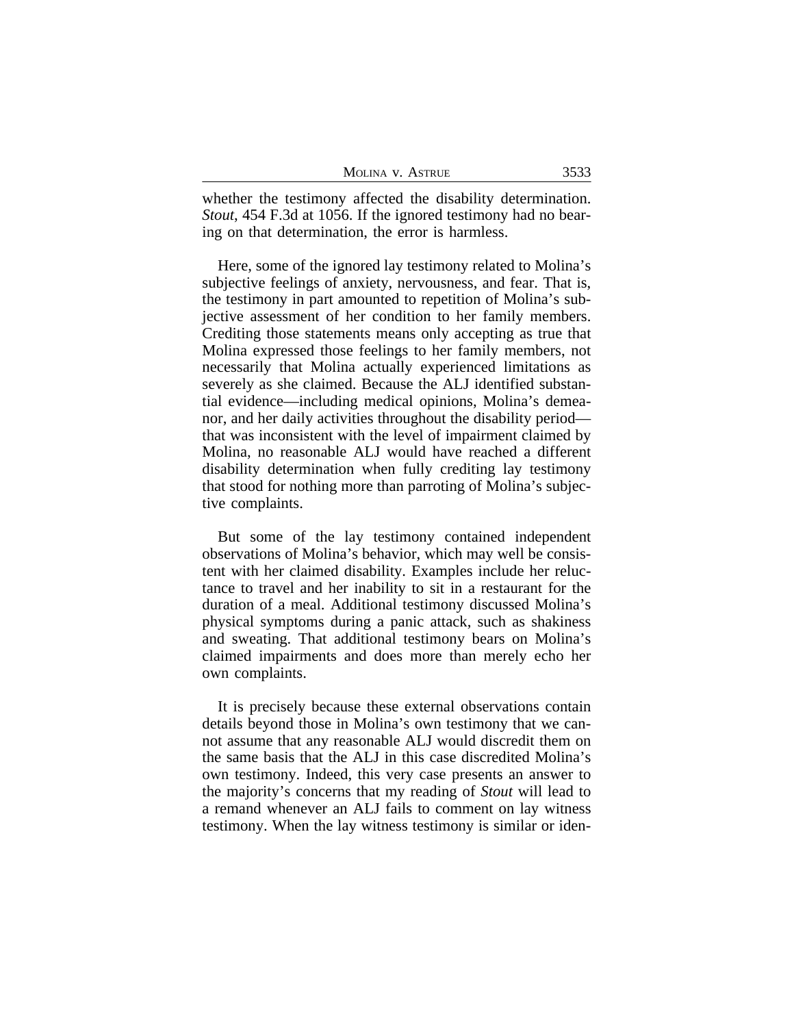whether the testimony affected the disability determination. *Stout*, 454 F.3d at 1056. If the ignored testimony had no bearing on that determination, the error is harmless.

Here, some of the ignored lay testimony related to Molina's subjective feelings of anxiety, nervousness, and fear. That is, the testimony in part amounted to repetition of Molina's subjective assessment of her condition to her family members. Crediting those statements means only accepting as true that Molina expressed those feelings to her family members, not necessarily that Molina actually experienced limitations as severely as she claimed. Because the ALJ identified substantial evidence—including medical opinions, Molina's demeanor, and her daily activities throughout the disability period—that was inconsistent with the level of impairment claimed by Molina, no reasonable ALJ would have reached a different disability determination when fully crediting lay testimony that stood for nothing more than parroting of Molina's subjective complaints.

But some of the lay testimony contained independent observations of Molina's behavior, which may well be consistent with her claimed disability. Examples include her reluctance to travel and her inability to sit in a restaurant for the duration of a meal. Additional testimony discussed Molina's physical symptoms during a panic attack, such as shakiness and sweating. That additional testimony bears on Molina's claimed impairments and does more than merely echo her own complaints.

It is precisely because these external observations contain details beyond those in Molina's own testimony that we cannot assume that any reasonable ALJ would discredit them on the same basis that the ALJ in this case discredited Molina's own testimony. Indeed, this very case presents an answer to the majority's concerns that my reading of *Stout* will lead to a remand whenever an ALJ fails to comment on lay witness testimony. When the lay witness testimony is similar or iden-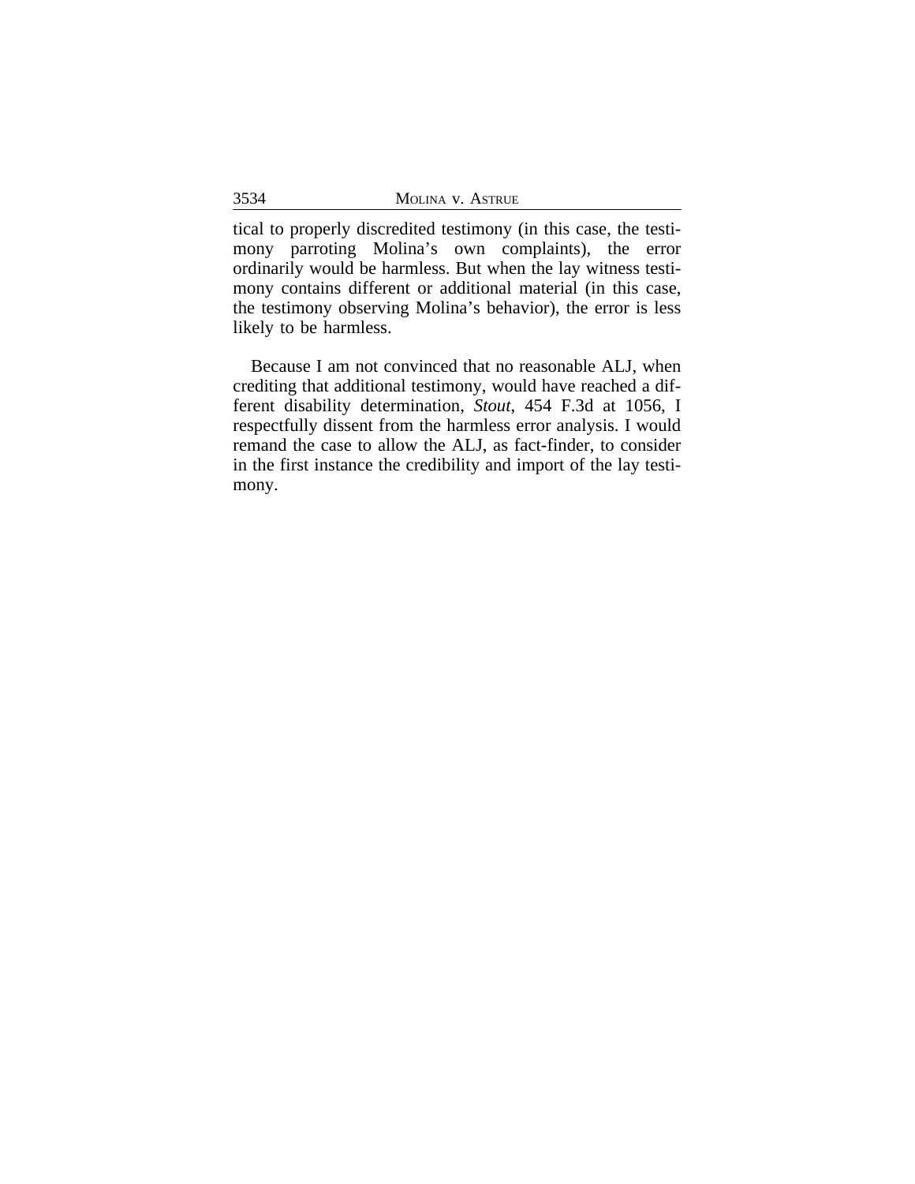tical to properly discredited testimony (in this case, the testimony parroting Molina's own complaints), the error ordinarily would be harmless. But when the lay witness testimony contains different or additional material (in this case, the testimony observing Molina's behavior), the error is less likely to be harmless.

Because I am not convinced that no reasonable ALJ, when crediting that additional testimony, would have reached a different disability determination, *Stout*, 454 F.3d at 1056, I respectfully dissent from the harmless error analysis. I would remand the case to allow the ALJ, as fact-finder, to consider in the first instance the credibility and import of the lay testimony.